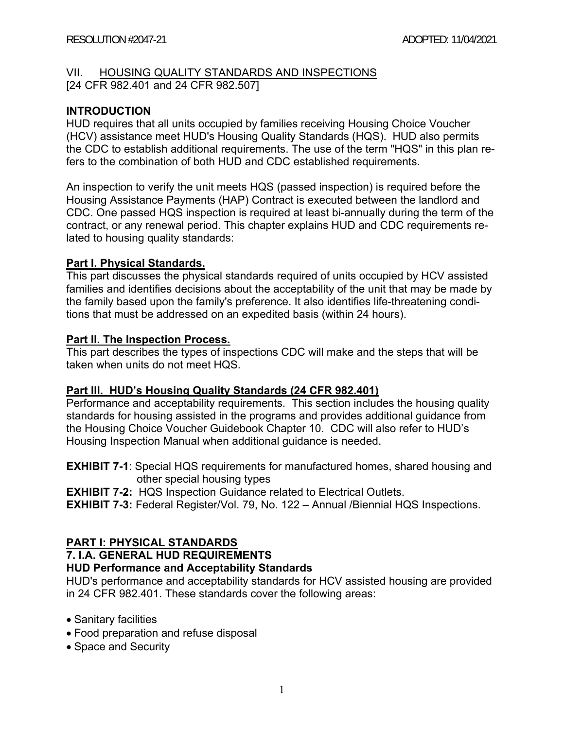## VII. HOUSING QUALITY STANDARDS AND INSPECTIONS

[24 CFR 982.401 and 24 CFR 982.507]

### INTRODUCTION

HUD requires that all units occupied by families receiving Housing Choice Voucher (HCV) assistance meet HUD's Housing Quality Standards (HQS). HUD also permits the CDC to establish additional requirements. The use of the term "HQS" in this plan refers to the combination of both HUD and CDC established requirements.

An inspection to verify the unit meets HQS (passed inspection) is required before the Housing Assistance Payments (HAP) Contract is executed between the landlord and CDC. One passed HQS inspection is required at least bi-annually during the term of the contract, or any renewal period. This chapter explains HUD and CDC requirements related to housing quality standards:

**Part I. Physical Standards.**
This part discusses the physical standards required of units occupied by HCV assisted families and identifies decisions about the acceptability of the unit that may be made by the family based upon the family's preference. It also identifies life-threatening conditions that must be addressed on an expedited basis (within 24 hours).

**Part II. The Inspection Process.**
This part describes the types of inspections CDC will make and the steps that will be taken when units do not meet HQS.

**Part III. HUD's Housing Quality Standards (24 CFR 982.401)**
Performance and acceptability requirements. This section includes the housing quality standards for housing assisted in the programs and provides additional guidance from the Housing Choice Voucher Guidebook Chapter 10. CDC will also refer to HUD's Housing Inspection Manual when additional guidance is needed.

**EXHIBIT 7-1**: Special HQS requirements for manufactured homes, shared housing and other special housing types
**EXHIBIT 7-2:** HQS Inspection Guidance related to Electrical Outlets.
**EXHIBIT 7-3:** Federal Register/Vol. 79, No. 122 – Annual /Biennial HQS Inspections.

## PART I: PHYSICAL STANDARDS

### 7. I.A. GENERAL HUD REQUIREMENTS

#### HUD Performance and Acceptability Standards

HUD's performance and acceptability standards for HCV assisted housing are provided in 24 CFR 982.401. These standards cover the following areas:

- Sanitary facilities
- Food preparation and refuse disposal
- Space and Security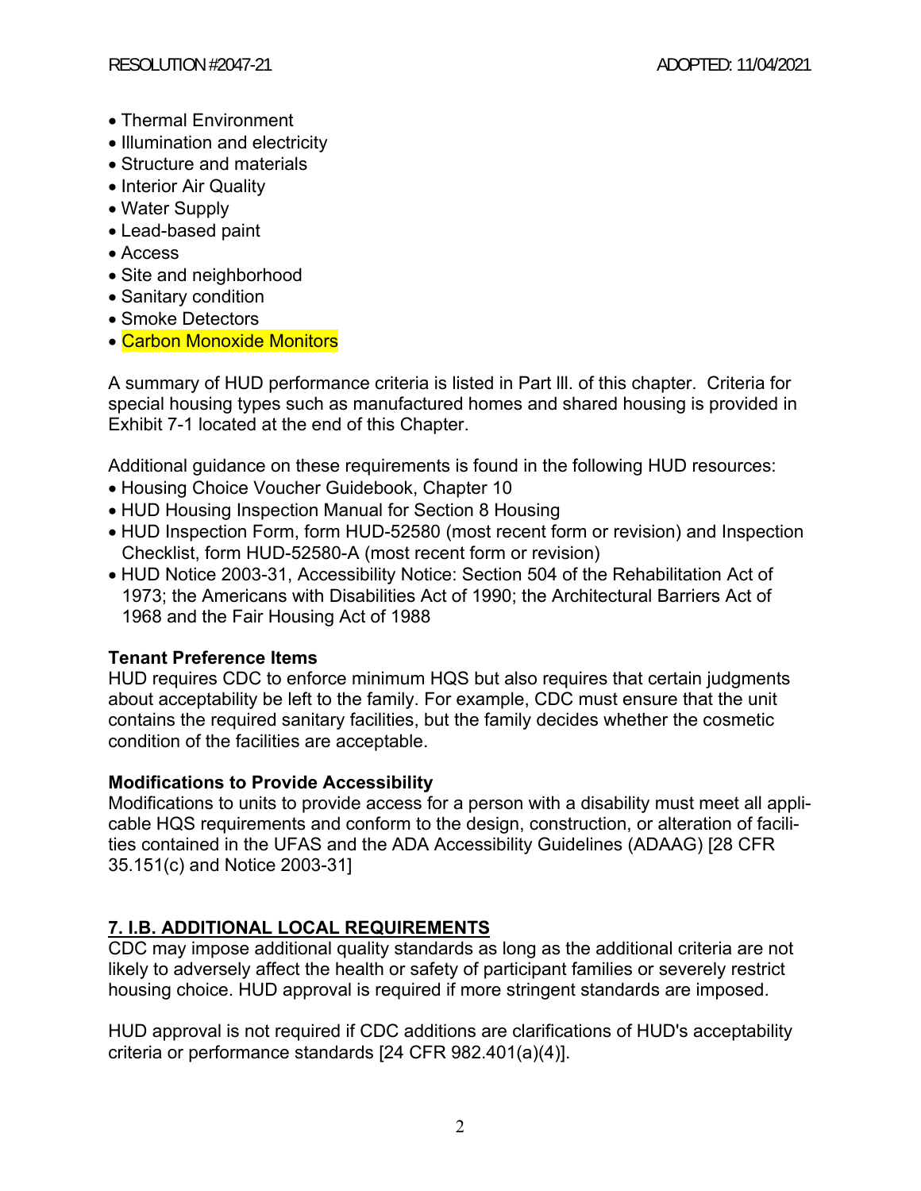- Thermal Environment
- Illumination and electricity
- Structure and materials
- Interior Air Quality
- Water Supply
- Lead-based paint
- Access
- Site and neighborhood
- Sanitary condition
- Smoke Detectors
- Carbon Monoxide Monitors

A summary of HUD performance criteria is listed in Part lll. of this chapter. Criteria for special housing types such as manufactured homes and shared housing is provided in Exhibit 7-1 located at the end of this Chapter.

Additional guidance on these requirements is found in the following HUD resources:

- Housing Choice Voucher Guidebook, Chapter 10
- HUD Housing Inspection Manual for Section 8 Housing
- HUD Inspection Form, form HUD-52580 (most recent form or revision) and Inspection Checklist, form HUD-52580-A (most recent form or revision)
- HUD Notice 2003-31, Accessibility Notice: Section 504 of the Rehabilitation Act of 1973; the Americans with Disabilities Act of 1990; the Architectural Barriers Act of 1968 and the Fair Housing Act of 1988

**Tenant Preference Items**

HUD requires CDC to enforce minimum HQS but also requires that certain judgments about acceptability be left to the family. For example, CDC must ensure that the unit contains the required sanitary facilities, but the family decides whether the cosmetic condition of the facilities are acceptable.

**Modifications to Provide Accessibility**

Modifications to units to provide access for a person with a disability must meet all applicable HQS requirements and conform to the design, construction, or alteration of facilities contained in the UFAS and the ADA Accessibility Guidelines (ADAAG) [28 CFR 35.151(c) and Notice 2003-31]

## 7. I.B. ADDITIONAL LOCAL REQUIREMENTS

CDC may impose additional quality standards as long as the additional criteria are not likely to adversely affect the health or safety of participant families or severely restrict housing choice. HUD approval is required if more stringent standards are imposed.

HUD approval is not required if CDC additions are clarifications of HUD's acceptability criteria or performance standards [24 CFR 982.401(a)(4)].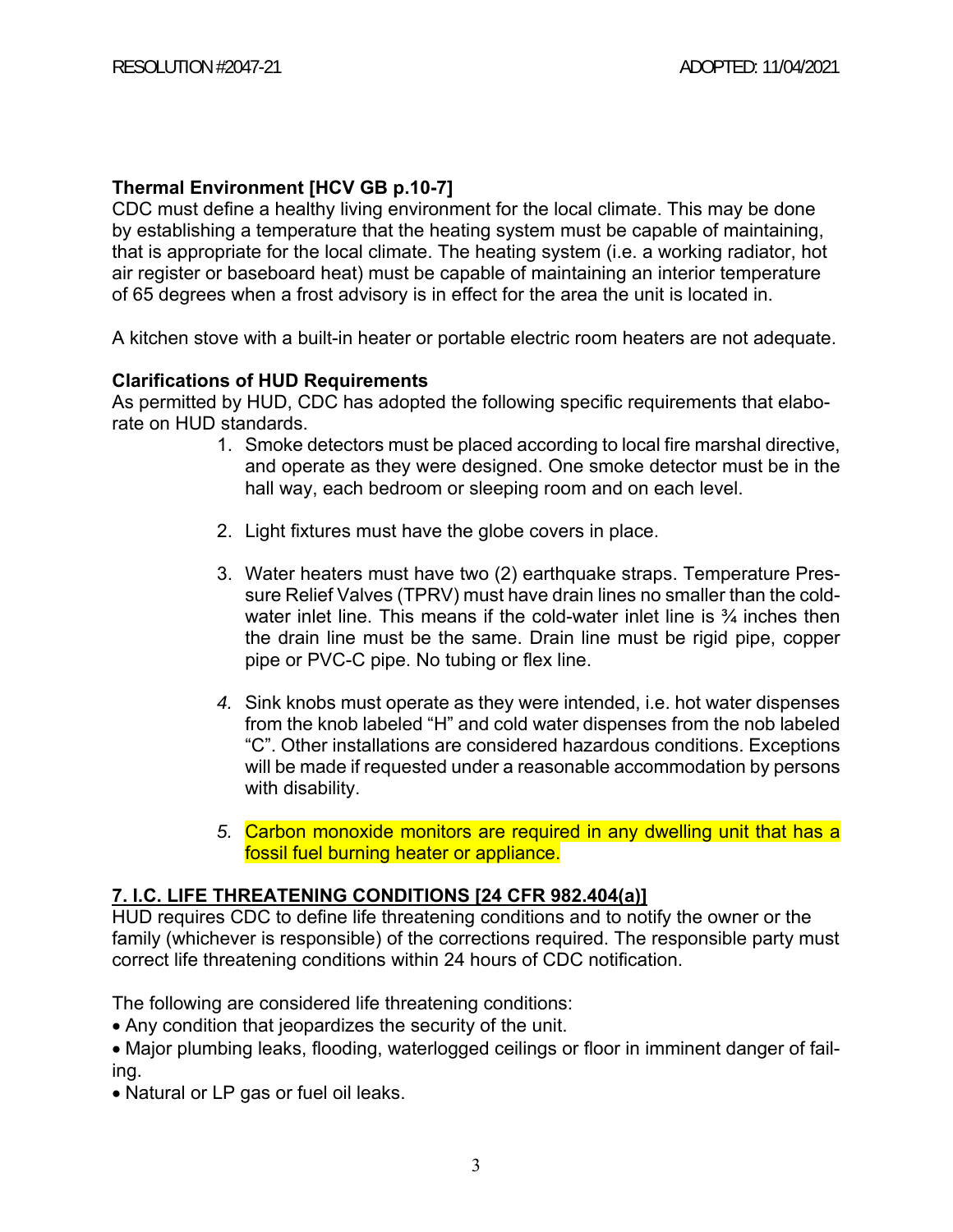### Thermal Environment [HCV GB p.10-7]

CDC must define a healthy living environment for the local climate. This may be done by establishing a temperature that the heating system must be capable of maintaining, that is appropriate for the local climate. The heating system (i.e. a working radiator, hot air register or baseboard heat) must be capable of maintaining an interior temperature of 65 degrees when a frost advisory is in effect for the area the unit is located in.

A kitchen stove with a built-in heater or portable electric room heaters are not adequate.

### Clarifications of HUD Requirements

As permitted by HUD, CDC has adopted the following specific requirements that elaborate on HUD standards.

1. Smoke detectors must be placed according to local fire marshal directive, and operate as they were designed. One smoke detector must be in the hall way, each bedroom or sleeping room and on each level.

2. Light fixtures must have the globe covers in place.

3. Water heaters must have two (2) earthquake straps. Temperature Pressure Relief Valves (TPRV) must have drain lines no smaller than the cold-water inlet line. This means if the cold-water inlet line is ¾ inches then the drain line must be the same. Drain line must be rigid pipe, copper pipe or PVC-C pipe. No tubing or flex line.

4. Sink knobs must operate as they were intended, i.e. hot water dispenses from the knob labeled “H” and cold water dispenses from the nob labeled “C”. Other installations are considered hazardous conditions. Exceptions will be made if requested under a reasonable accommodation by persons with disability.

5. Carbon monoxide monitors are required in any dwelling unit that has a fossil fuel burning heater or appliance.

## 7. I.C. LIFE THREATENING CONDITIONS [24 CFR 982.404(a)]

HUD requires CDC to define life threatening conditions and to notify the owner or the family (whichever is responsible) of the corrections required. The responsible party must correct life threatening conditions within 24 hours of CDC notification.

The following are considered life threatening conditions:

- Any condition that jeopardizes the security of the unit.
- Major plumbing leaks, flooding, waterlogged ceilings or floor in imminent danger of failing.
- Natural or LP gas or fuel oil leaks.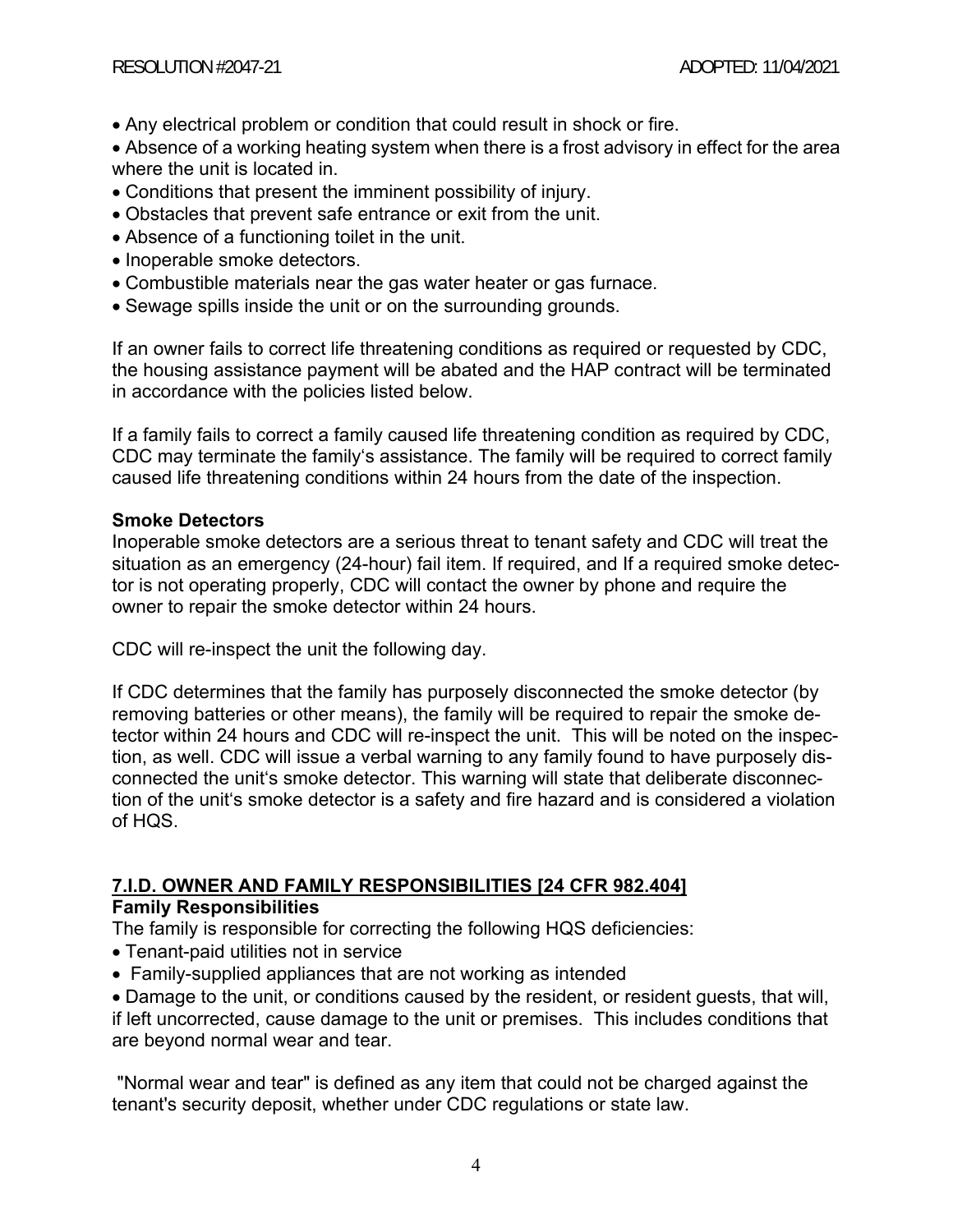- Any electrical problem or condition that could result in shock or fire.
- Absence of a working heating system when there is a frost advisory in effect for the area where the unit is located in.
- Conditions that present the imminent possibility of injury.
- Obstacles that prevent safe entrance or exit from the unit.
- Absence of a functioning toilet in the unit.
- Inoperable smoke detectors.
- Combustible materials near the gas water heater or gas furnace.
- Sewage spills inside the unit or on the surrounding grounds.

If an owner fails to correct life threatening conditions as required or requested by CDC, the housing assistance payment will be abated and the HAP contract will be terminated in accordance with the policies listed below.

If a family fails to correct a family caused life threatening condition as required by CDC, CDC may terminate the family's assistance. The family will be required to correct family caused life threatening conditions within 24 hours from the date of the inspection.

**Smoke Detectors**

Inoperable smoke detectors are a serious threat to tenant safety and CDC will treat the situation as an emergency (24-hour) fail item. If required, and If a required smoke detector is not operating properly, CDC will contact the owner by phone and require the owner to repair the smoke detector within 24 hours.

CDC will re-inspect the unit the following day.

If CDC determines that the family has purposely disconnected the smoke detector (by removing batteries or other means), the family will be required to repair the smoke detector within 24 hours and CDC will re-inspect the unit. This will be noted on the inspection, as well. CDC will issue a verbal warning to any family found to have purposely disconnected the unit's smoke detector. This warning will state that deliberate disconnection of the unit's smoke detector is a safety and fire hazard and is considered a violation of HQS.

## 7.I.D. OWNER AND FAMILY RESPONSIBILITIES [24 CFR 982.404]

**Family Responsibilities**

The family is responsible for correcting the following HQS deficiencies:

- Tenant-paid utilities not in service
- Family-supplied appliances that are not working as intended
- Damage to the unit, or conditions caused by the resident, or resident guests, that will, if left uncorrected, cause damage to the unit or premises. This includes conditions that are beyond normal wear and tear.

"Normal wear and tear" is defined as any item that could not be charged against the tenant's security deposit, whether under CDC regulations or state law.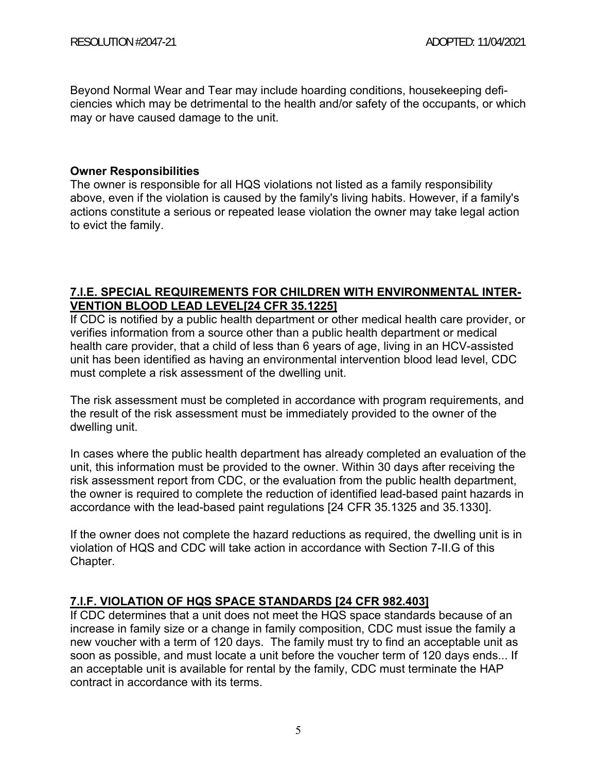Beyond Normal Wear and Tear may include hoarding conditions, housekeeping deficiencies which may be detrimental to the health and/or safety of the occupants, or which may or have caused damage to the unit.

**Owner Responsibilities**

The owner is responsible for all HQS violations not listed as a family responsibility above, even if the violation is caused by the family's living habits. However, if a family's actions constitute a serious or repeated lease violation the owner may take legal action to evict the family.

## 7.I.E. SPECIAL REQUIREMENTS FOR CHILDREN WITH ENVIRONMENTAL INTERVENTION BLOOD LEAD LEVEL[24 CFR 35.1225]

If CDC is notified by a public health department or other medical health care provider, or verifies information from a source other than a public health department or medical health care provider, that a child of less than 6 years of age, living in an HCV-assisted unit has been identified as having an environmental intervention blood lead level, CDC must complete a risk assessment of the dwelling unit.

The risk assessment must be completed in accordance with program requirements, and the result of the risk assessment must be immediately provided to the owner of the dwelling unit.

In cases where the public health department has already completed an evaluation of the unit, this information must be provided to the owner. Within 30 days after receiving the risk assessment report from CDC, or the evaluation from the public health department, the owner is required to complete the reduction of identified lead-based paint hazards in accordance with the lead-based paint regulations [24 CFR 35.1325 and 35.1330].

If the owner does not complete the hazard reductions as required, the dwelling unit is in violation of HQS and CDC will take action in accordance with Section 7-II.G of this Chapter.

## 7.I.F. VIOLATION OF HQS SPACE STANDARDS [24 CFR 982.403]

If CDC determines that a unit does not meet the HQS space standards because of an increase in family size or a change in family composition, CDC must issue the family a new voucher with a term of 120 days. The family must try to find an acceptable unit as soon as possible, and must locate a unit before the voucher term of 120 days ends... If an acceptable unit is available for rental by the family, CDC must terminate the HAP contract in accordance with its terms.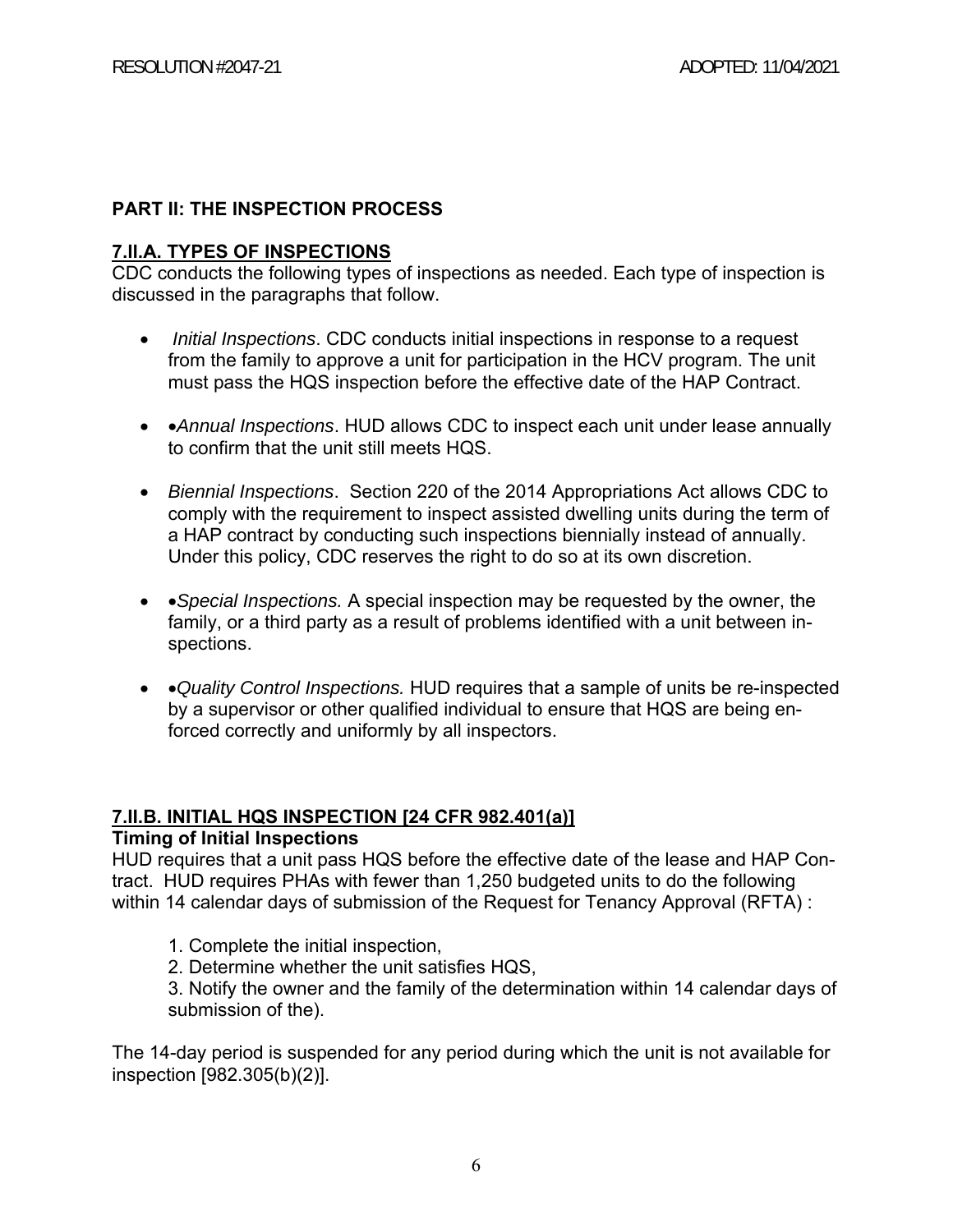## PART II: THE INSPECTION PROCESS

### 7.II.A. TYPES OF INSPECTIONS

CDC conducts the following types of inspections as needed. Each type of inspection is discussed in the paragraphs that follow.

- *Initial Inspections*. CDC conducts initial inspections in response to a request from the family to approve a unit for participation in the HCV program. The unit must pass the HQS inspection before the effective date of the HAP Contract.
- •*Annual Inspections*. HUD allows CDC to inspect each unit under lease annually to confirm that the unit still meets HQS.
- *Biennial Inspections*. Section 220 of the 2014 Appropriations Act allows CDC to comply with the requirement to inspect assisted dwelling units during the term of a HAP contract by conducting such inspections biennially instead of annually. Under this policy, CDC reserves the right to do so at its own discretion.
- •*Special Inspections.* A special inspection may be requested by the owner, the family, or a third party as a result of problems identified with a unit between inspections.
- •*Quality Control Inspections.* HUD requires that a sample of units be re-inspected by a supervisor or other qualified individual to ensure that HQS are being enforced correctly and uniformly by all inspectors.

### 7.II.B. INITIAL HQS INSPECTION [24 CFR 982.401(a)]

**Timing of Initial Inspections**

HUD requires that a unit pass HQS before the effective date of the lease and HAP Contract. HUD requires PHAs with fewer than 1,250 budgeted units to do the following within 14 calendar days of submission of the Request for Tenancy Approval (RFTA) :

1. Complete the initial inspection,
2. Determine whether the unit satisfies HQS,
3. Notify the owner and the family of the determination within 14 calendar days of submission of the).

The 14-day period is suspended for any period during which the unit is not available for inspection [982.305(b)(2)].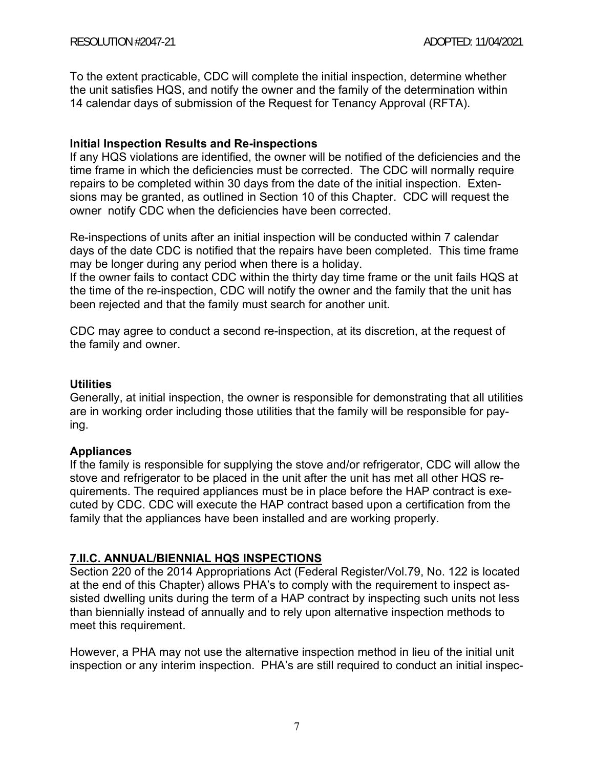To the extent practicable, CDC will complete the initial inspection, determine whether the unit satisfies HQS, and notify the owner and the family of the determination within 14 calendar days of submission of the Request for Tenancy Approval (RFTA).

**Initial Inspection Results and Re-inspections**

If any HQS violations are identified, the owner will be notified of the deficiencies and the time frame in which the deficiencies must be corrected. The CDC will normally require repairs to be completed within 30 days from the date of the initial inspection. Extensions may be granted, as outlined in Section 10 of this Chapter. CDC will request the owner notify CDC when the deficiencies have been corrected.

Re-inspections of units after an initial inspection will be conducted within 7 calendar days of the date CDC is notified that the repairs have been completed. This time frame may be longer during any period when there is a holiday.

If the owner fails to contact CDC within the thirty day time frame or the unit fails HQS at the time of the re-inspection, CDC will notify the owner and the family that the unit has been rejected and that the family must search for another unit.

CDC may agree to conduct a second re-inspection, at its discretion, at the request of the family and owner.

**Utilities**

Generally, at initial inspection, the owner is responsible for demonstrating that all utilities are in working order including those utilities that the family will be responsible for paying.

**Appliances**

If the family is responsible for supplying the stove and/or refrigerator, CDC will allow the stove and refrigerator to be placed in the unit after the unit has met all other HQS requirements. The required appliances must be in place before the HAP contract is executed by CDC. CDC will execute the HAP contract based upon a certification from the family that the appliances have been installed and are working properly.

## 7.II.C. ANNUAL/BIENNIAL HQS INSPECTIONS

Section 220 of the 2014 Appropriations Act (Federal Register/Vol.79, No. 122 is located at the end of this Chapter) allows PHA's to comply with the requirement to inspect assisted dwelling units during the term of a HAP contract by inspecting such units not less than biennially instead of annually and to rely upon alternative inspection methods to meet this requirement.

However, a PHA may not use the alternative inspection method in lieu of the initial unit inspection or any interim inspection. PHA's are still required to conduct an initial inspec-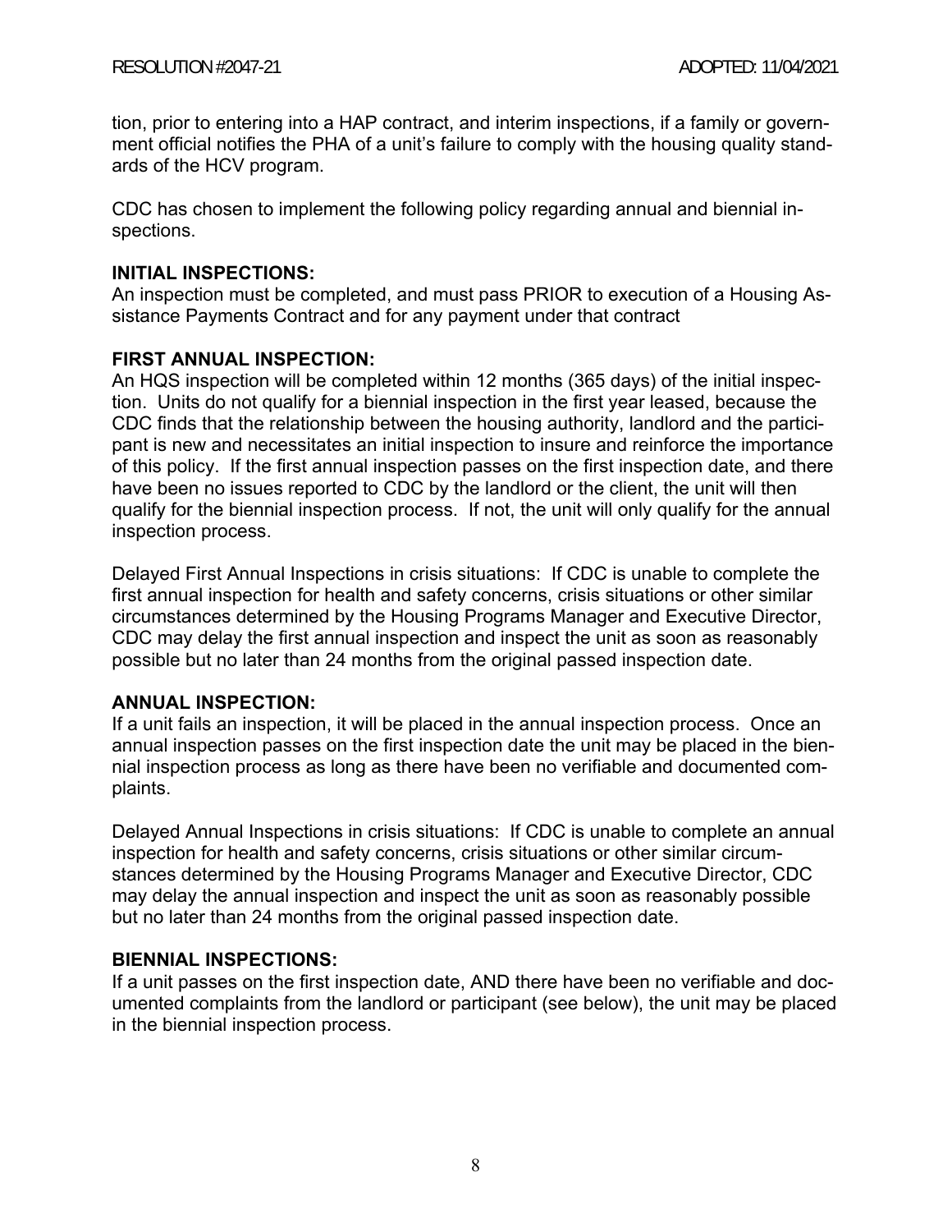tion, prior to entering into a HAP contract, and interim inspections, if a family or government official notifies the PHA of a unit's failure to comply with the housing quality standards of the HCV program.

CDC has chosen to implement the following policy regarding annual and biennial inspections.

**INITIAL INSPECTIONS:**
An inspection must be completed, and must pass PRIOR to execution of a Housing Assistance Payments Contract and for any payment under that contract

**FIRST ANNUAL INSPECTION:**
An HQS inspection will be completed within 12 months (365 days) of the initial inspection. Units do not qualify for a biennial inspection in the first year leased, because the CDC finds that the relationship between the housing authority, landlord and the participant is new and necessitates an initial inspection to insure and reinforce the importance of this policy. If the first annual inspection passes on the first inspection date, and there have been no issues reported to CDC by the landlord or the client, the unit will then qualify for the biennial inspection process. If not, the unit will only qualify for the annual inspection process.

Delayed First Annual Inspections in crisis situations: If CDC is unable to complete the first annual inspection for health and safety concerns, crisis situations or other similar circumstances determined by the Housing Programs Manager and Executive Director, CDC may delay the first annual inspection and inspect the unit as soon as reasonably possible but no later than 24 months from the original passed inspection date.

**ANNUAL INSPECTION:**
If a unit fails an inspection, it will be placed in the annual inspection process. Once an annual inspection passes on the first inspection date the unit may be placed in the biennial inspection process as long as there have been no verifiable and documented complaints.

Delayed Annual Inspections in crisis situations: If CDC is unable to complete an annual inspection for health and safety concerns, crisis situations or other similar circumstances determined by the Housing Programs Manager and Executive Director, CDC may delay the annual inspection and inspect the unit as soon as reasonably possible but no later than 24 months from the original passed inspection date.

**BIENNIAL INSPECTIONS:**
If a unit passes on the first inspection date, AND there have been no verifiable and documented complaints from the landlord or participant (see below), the unit may be placed in the biennial inspection process.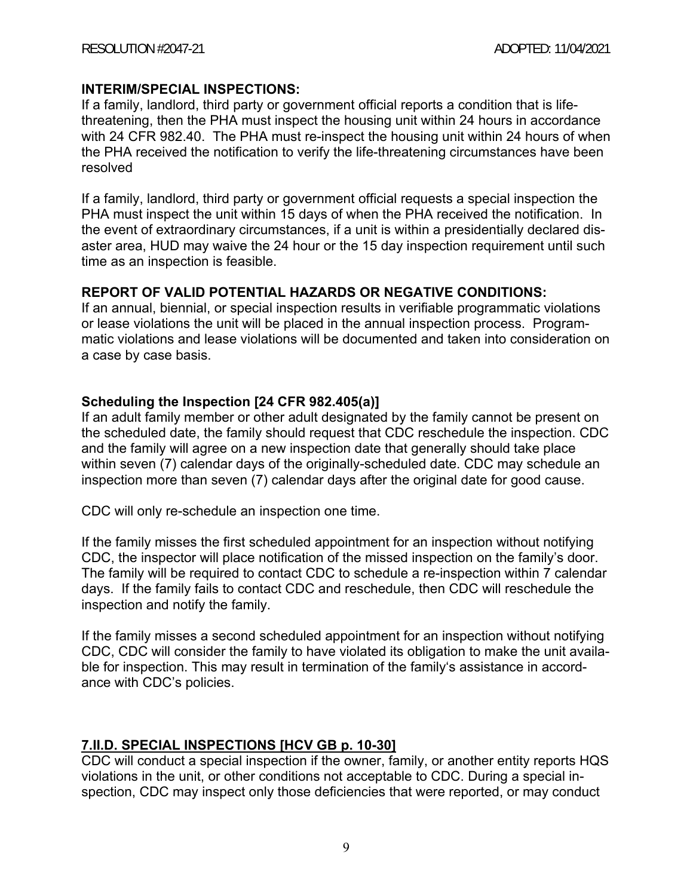**INTERIM/SPECIAL INSPECTIONS:**
If a family, landlord, third party or government official reports a condition that is life-threatening, then the PHA must inspect the housing unit within 24 hours in accordance with 24 CFR 982.40. The PHA must re-inspect the housing unit within 24 hours of when the PHA received the notification to verify the life-threatening circumstances have been resolved

If a family, landlord, third party or government official requests a special inspection the PHA must inspect the unit within 15 days of when the PHA received the notification. In the event of extraordinary circumstances, if a unit is within a presidentially declared disaster area, HUD may waive the 24 hour or the 15 day inspection requirement until such time as an inspection is feasible.

**REPORT OF VALID POTENTIAL HAZARDS OR NEGATIVE CONDITIONS:**
If an annual, biennial, or special inspection results in verifiable programmatic violations or lease violations the unit will be placed in the annual inspection process. Programmatic violations and lease violations will be documented and taken into consideration on a case by case basis.

**Scheduling the Inspection [24 CFR 982.405(a)]**
If an adult family member or other adult designated by the family cannot be present on the scheduled date, the family should request that CDC reschedule the inspection. CDC and the family will agree on a new inspection date that generally should take place within seven (7) calendar days of the originally-scheduled date. CDC may schedule an inspection more than seven (7) calendar days after the original date for good cause.

CDC will only re-schedule an inspection one time.

If the family misses the first scheduled appointment for an inspection without notifying CDC, the inspector will place notification of the missed inspection on the family's door. The family will be required to contact CDC to schedule a re-inspection within 7 calendar days. If the family fails to contact CDC and reschedule, then CDC will reschedule the inspection and notify the family.

If the family misses a second scheduled appointment for an inspection without notifying CDC, CDC will consider the family to have violated its obligation to make the unit available for inspection. This may result in termination of the family's assistance in accordance with CDC's policies.

**7.II.D. SPECIAL INSPECTIONS [HCV GB p. 10-30]**
CDC will conduct a special inspection if the owner, family, or another entity reports HQS violations in the unit, or other conditions not acceptable to CDC. During a special inspection, CDC may inspect only those deficiencies that were reported, or may conduct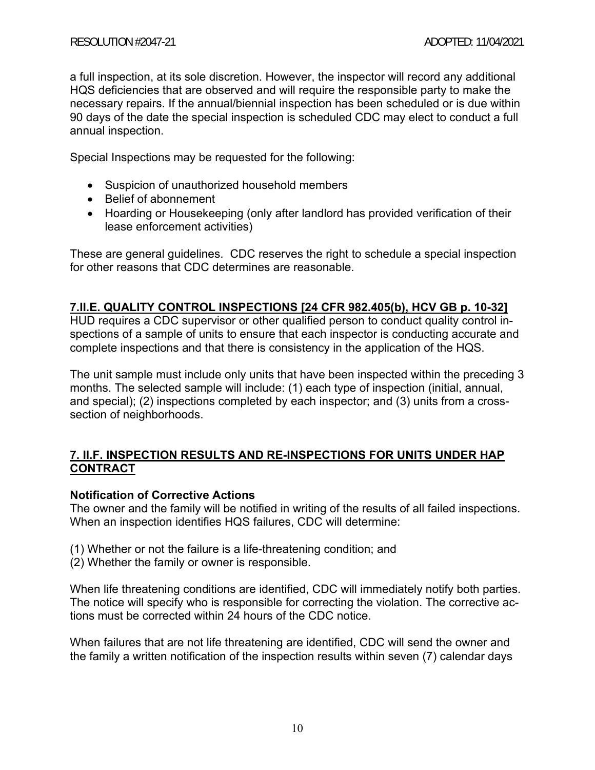a full inspection, at its sole discretion. However, the inspector will record any additional HQS deficiencies that are observed and will require the responsible party to make the necessary repairs. If the annual/biennial inspection has been scheduled or is due within 90 days of the date the special inspection is scheduled CDC may elect to conduct a full annual inspection.

Special Inspections may be requested for the following:

- Suspicion of unauthorized household members
- Belief of abonnement
- Hoarding or Housekeeping (only after landlord has provided verification of their lease enforcement activities)

These are general guidelines. CDC reserves the right to schedule a special inspection for other reasons that CDC determines are reasonable.

## 7.II.E. QUALITY CONTROL INSPECTIONS [24 CFR 982.405(b), HCV GB p. 10-32]

HUD requires a CDC supervisor or other qualified person to conduct quality control inspections of a sample of units to ensure that each inspector is conducting accurate and complete inspections and that there is consistency in the application of the HQS.

The unit sample must include only units that have been inspected within the preceding 3 months. The selected sample will include: (1) each type of inspection (initial, annual, and special); (2) inspections completed by each inspector; and (3) units from a cross-section of neighborhoods.

## 7. II.F. INSPECTION RESULTS AND RE-INSPECTIONS FOR UNITS UNDER HAP CONTRACT

### Notification of Corrective Actions

The owner and the family will be notified in writing of the results of all failed inspections. When an inspection identifies HQS failures, CDC will determine:

(1) Whether or not the failure is a life-threatening condition; and
(2) Whether the family or owner is responsible.

When life threatening conditions are identified, CDC will immediately notify both parties. The notice will specify who is responsible for correcting the violation. The corrective actions must be corrected within 24 hours of the CDC notice.

When failures that are not life threatening are identified, CDC will send the owner and the family a written notification of the inspection results within seven (7) calendar days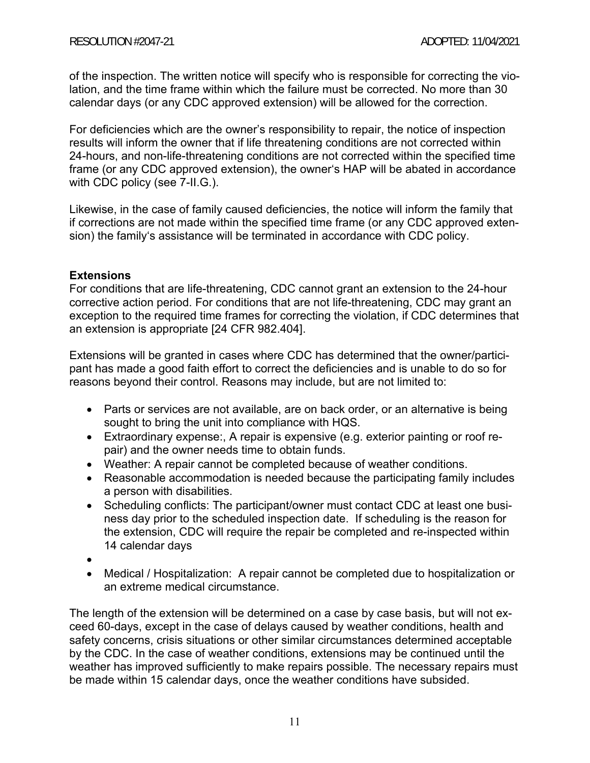of the inspection. The written notice will specify who is responsible for correcting the violation, and the time frame within which the failure must be corrected. No more than 30 calendar days (or any CDC approved extension) will be allowed for the correction.

For deficiencies which are the owner's responsibility to repair, the notice of inspection results will inform the owner that if life threatening conditions are not corrected within 24-hours, and non-life-threatening conditions are not corrected within the specified time frame (or any CDC approved extension), the owner's HAP will be abated in accordance with CDC policy (see 7-II.G.).

Likewise, in the case of family caused deficiencies, the notice will inform the family that if corrections are not made within the specified time frame (or any CDC approved extension) the family's assistance will be terminated in accordance with CDC policy.

**Extensions**

For conditions that are life-threatening, CDC cannot grant an extension to the 24-hour corrective action period. For conditions that are not life-threatening, CDC may grant an exception to the required time frames for correcting the violation, if CDC determines that an extension is appropriate [24 CFR 982.404].

Extensions will be granted in cases where CDC has determined that the owner/participant has made a good faith effort to correct the deficiencies and is unable to do so for reasons beyond their control. Reasons may include, but are not limited to:

- Parts or services are not available, are on back order, or an alternative is being sought to bring the unit into compliance with HQS.
- Extraordinary expense:, A repair is expensive (e.g. exterior painting or roof repair) and the owner needs time to obtain funds.
- Weather: A repair cannot be completed because of weather conditions.
- Reasonable accommodation is needed because the participating family includes a person with disabilities.
- Scheduling conflicts: The participant/owner must contact CDC at least one business day prior to the scheduled inspection date. If scheduling is the reason for the extension, CDC will require the repair be completed and re-inspected within 14 calendar days
- 
- Medical / Hospitalization: A repair cannot be completed due to hospitalization or an extreme medical circumstance.

The length of the extension will be determined on a case by case basis, but will not exceed 60-days, except in the case of delays caused by weather conditions, health and safety concerns, crisis situations or other similar circumstances determined acceptable by the CDC. In the case of weather conditions, extensions may be continued until the weather has improved sufficiently to make repairs possible. The necessary repairs must be made within 15 calendar days, once the weather conditions have subsided.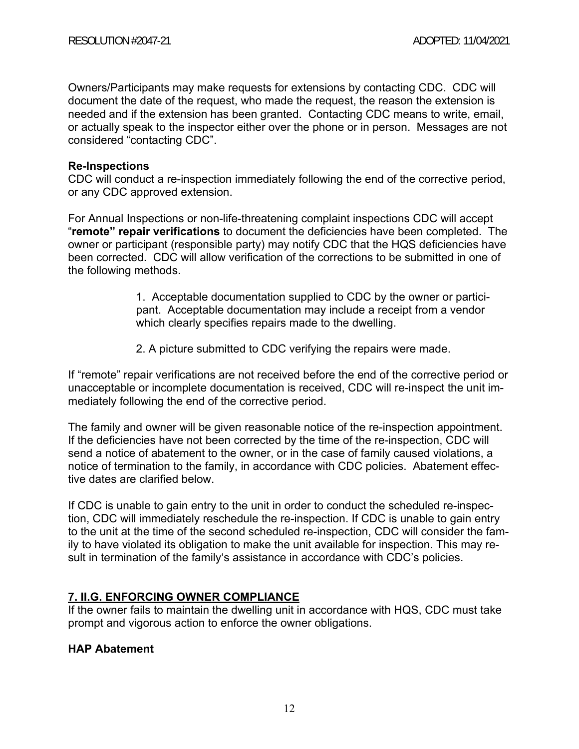Owners/Participants may make requests for extensions by contacting CDC. CDC will document the date of the request, who made the request, the reason the extension is needed and if the extension has been granted. Contacting CDC means to write, email, or actually speak to the inspector either over the phone or in person. Messages are not considered "contacting CDC".

**Re-Inspections**

CDC will conduct a re-inspection immediately following the end of the corrective period, or any CDC approved extension.

For Annual Inspections or non-life-threatening complaint inspections CDC will accept "**remote" repair verifications** to document the deficiencies have been completed. The owner or participant (responsible party) may notify CDC that the HQS deficiencies have been corrected. CDC will allow verification of the corrections to be submitted in one of the following methods.

1. Acceptable documentation supplied to CDC by the owner or participant. Acceptable documentation may include a receipt from a vendor which clearly specifies repairs made to the dwelling.

2. A picture submitted to CDC verifying the repairs were made.

If "remote" repair verifications are not received before the end of the corrective period or unacceptable or incomplete documentation is received, CDC will re-inspect the unit immediately following the end of the corrective period.

The family and owner will be given reasonable notice of the re-inspection appointment. If the deficiencies have not been corrected by the time of the re-inspection, CDC will send a notice of abatement to the owner, or in the case of family caused violations, a notice of termination to the family, in accordance with CDC policies. Abatement effective dates are clarified below.

If CDC is unable to gain entry to the unit in order to conduct the scheduled re-inspection, CDC will immediately reschedule the re-inspection. If CDC is unable to gain entry to the unit at the time of the second scheduled re-inspection, CDC will consider the family to have violated its obligation to make the unit available for inspection. This may result in termination of the family's assistance in accordance with CDC's policies.

## 7. II.G. ENFORCING OWNER COMPLIANCE

If the owner fails to maintain the dwelling unit in accordance with HQS, CDC must take prompt and vigorous action to enforce the owner obligations.

**HAP Abatement**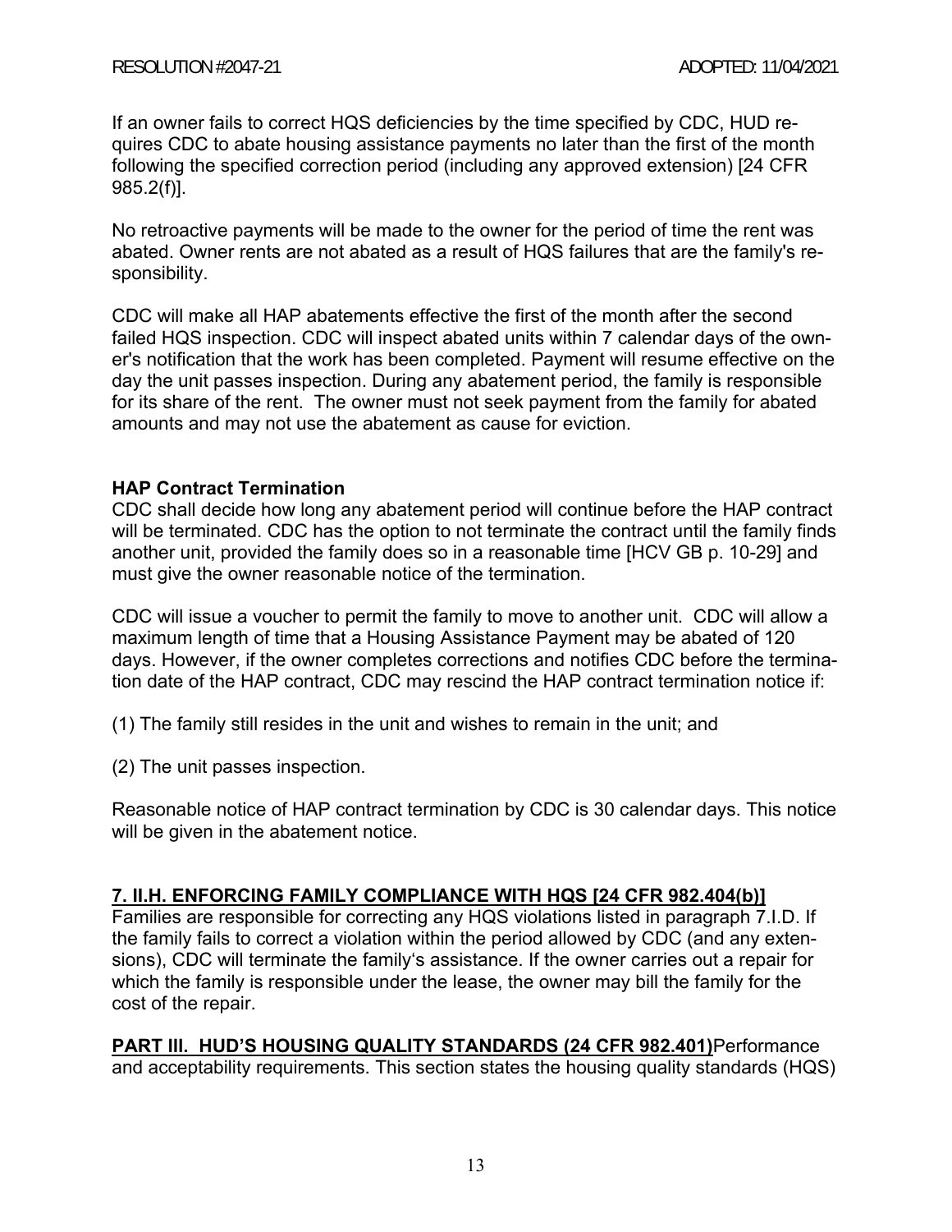If an owner fails to correct HQS deficiencies by the time specified by CDC, HUD requires CDC to abate housing assistance payments no later than the first of the month following the specified correction period (including any approved extension) [24 CFR 985.2(f)].

No retroactive payments will be made to the owner for the period of time the rent was abated. Owner rents are not abated as a result of HQS failures that are the family's responsibility.

CDC will make all HAP abatements effective the first of the month after the second failed HQS inspection. CDC will inspect abated units within 7 calendar days of the owner's notification that the work has been completed. Payment will resume effective on the day the unit passes inspection. During any abatement period, the family is responsible for its share of the rent. The owner must not seek payment from the family for abated amounts and may not use the abatement as cause for eviction.

**HAP Contract Termination**

CDC shall decide how long any abatement period will continue before the HAP contract will be terminated. CDC has the option to not terminate the contract until the family finds another unit, provided the family does so in a reasonable time [HCV GB p. 10-29] and must give the owner reasonable notice of the termination.

CDC will issue a voucher to permit the family to move to another unit. CDC will allow a maximum length of time that a Housing Assistance Payment may be abated of 120 days. However, if the owner completes corrections and notifies CDC before the termination date of the HAP contract, CDC may rescind the HAP contract termination notice if:

(1) The family still resides in the unit and wishes to remain in the unit; and

(2) The unit passes inspection.

Reasonable notice of HAP contract termination by CDC is 30 calendar days. This notice will be given in the abatement notice.

**7. II.H. ENFORCING FAMILY COMPLIANCE WITH HQS [24 CFR 982.404(b)]**

Families are responsible for correcting any HQS violations listed in paragraph 7.I.D. If the family fails to correct a violation within the period allowed by CDC (and any extensions), CDC will terminate the family's assistance. If the owner carries out a repair for which the family is responsible under the lease, the owner may bill the family for the cost of the repair.

**PART III. HUD'S HOUSING QUALITY STANDARDS (24 CFR 982.401)** Performance and acceptability requirements. This section states the housing quality standards (HQS)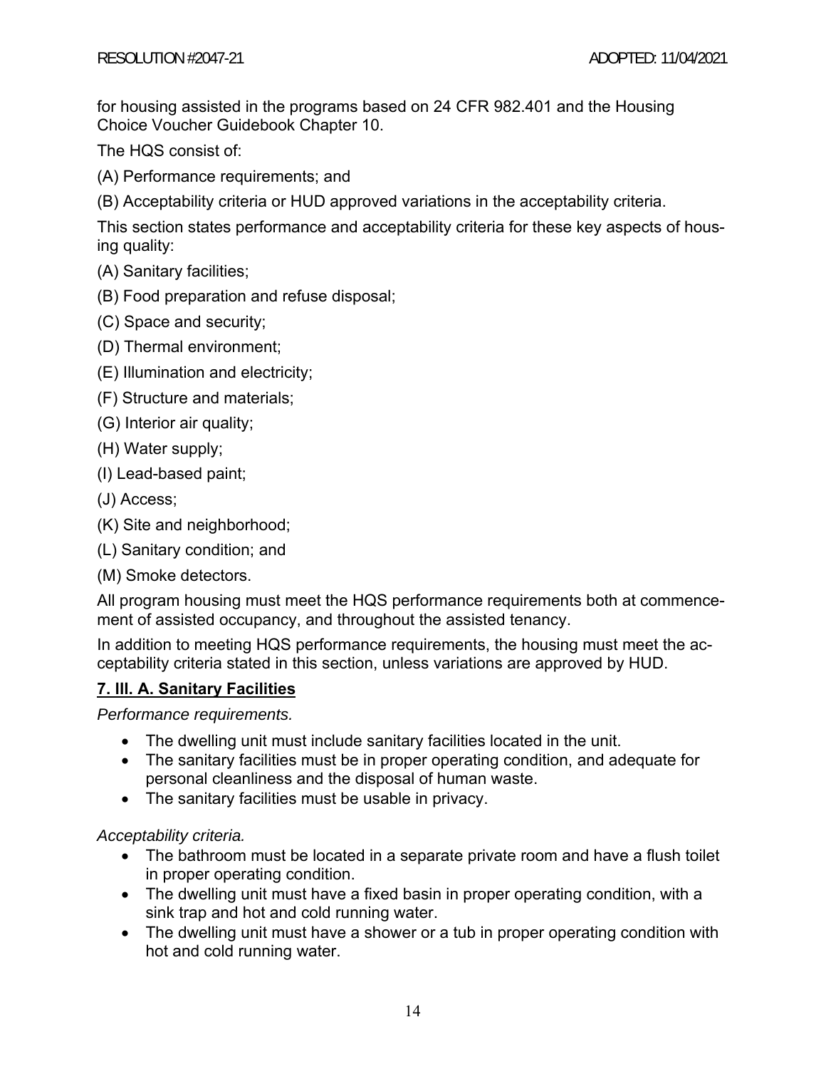for housing assisted in the programs based on 24 CFR 982.401 and the Housing Choice Voucher Guidebook Chapter 10.

The HQS consist of:

(A) Performance requirements; and

(B) Acceptability criteria or HUD approved variations in the acceptability criteria.

This section states performance and acceptability criteria for these key aspects of housing quality:

(A) Sanitary facilities;

(B) Food preparation and refuse disposal;

(C) Space and security;

(D) Thermal environment;

(E) Illumination and electricity;

(F) Structure and materials;

(G) Interior air quality;

(H) Water supply;

(I) Lead-based paint;

(J) Access;

(K) Site and neighborhood;

(L) Sanitary condition; and

(M) Smoke detectors.

All program housing must meet the HQS performance requirements both at commencement of assisted occupancy, and throughout the assisted tenancy.

In addition to meeting HQS performance requirements, the housing must meet the acceptability criteria stated in this section, unless variations are approved by HUD.

## 7. III. A. Sanitary Facilities

*Performance requirements.*

- The dwelling unit must include sanitary facilities located in the unit.
- The sanitary facilities must be in proper operating condition, and adequate for personal cleanliness and the disposal of human waste.
- The sanitary facilities must be usable in privacy.

*Acceptability criteria.*

- The bathroom must be located in a separate private room and have a flush toilet in proper operating condition.
- The dwelling unit must have a fixed basin in proper operating condition, with a sink trap and hot and cold running water.
- The dwelling unit must have a shower or a tub in proper operating condition with hot and cold running water.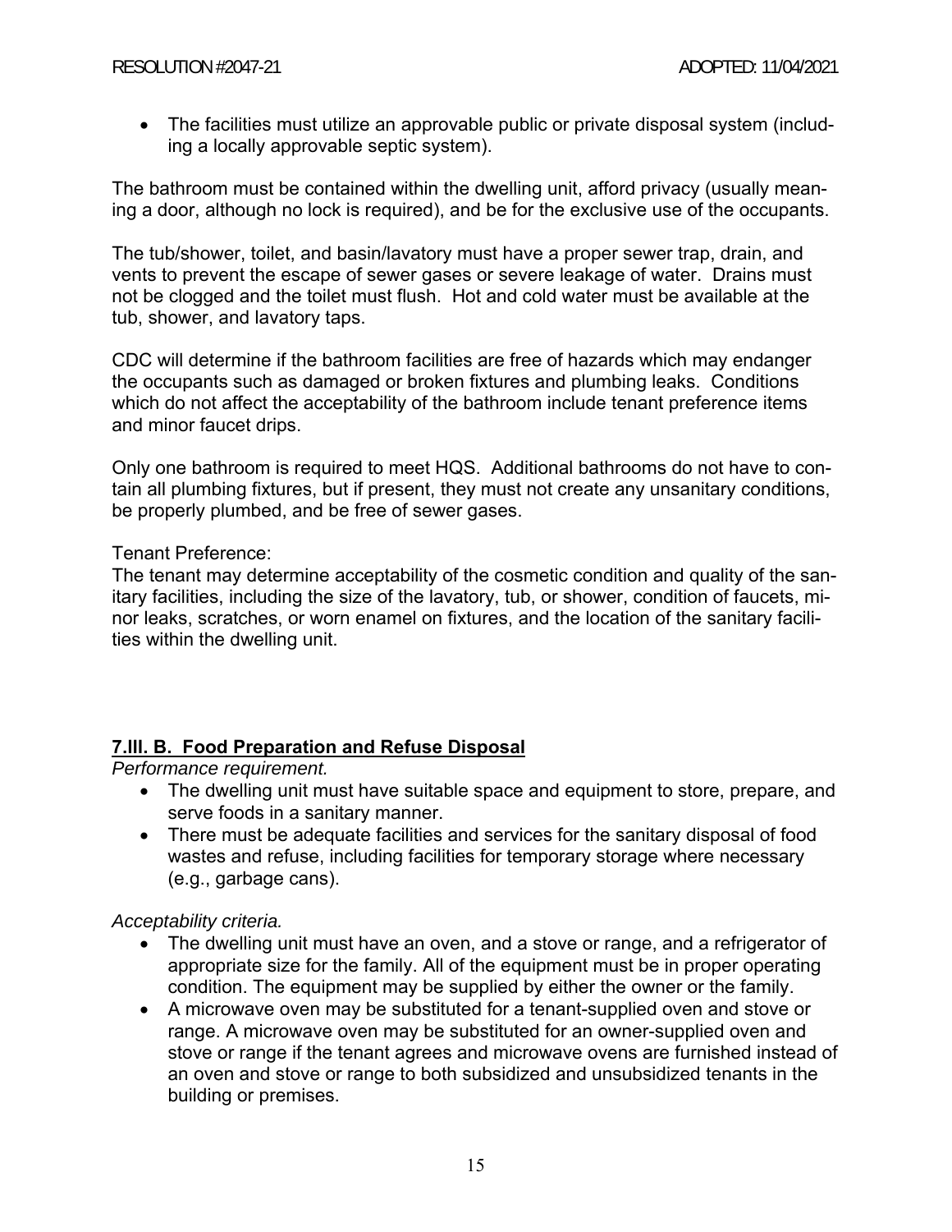- The facilities must utilize an approvable public or private disposal system (including a locally approvable septic system).

The bathroom must be contained within the dwelling unit, afford privacy (usually meaning a door, although no lock is required), and be for the exclusive use of the occupants.

The tub/shower, toilet, and basin/lavatory must have a proper sewer trap, drain, and vents to prevent the escape of sewer gases or severe leakage of water. Drains must not be clogged and the toilet must flush. Hot and cold water must be available at the tub, shower, and lavatory taps.

CDC will determine if the bathroom facilities are free of hazards which may endanger the occupants such as damaged or broken fixtures and plumbing leaks. Conditions which do not affect the acceptability of the bathroom include tenant preference items and minor faucet drips.

Only one bathroom is required to meet HQS. Additional bathrooms do not have to contain all plumbing fixtures, but if present, they must not create any unsanitary conditions, be properly plumbed, and be free of sewer gases.

Tenant Preference:
The tenant may determine acceptability of the cosmetic condition and quality of the sanitary facilities, including the size of the lavatory, tub, or shower, condition of faucets, minor leaks, scratches, or worn enamel on fixtures, and the location of the sanitary facilities within the dwelling unit.

## 7.III. B. Food Preparation and Refuse Disposal

*Performance requirement.*

- The dwelling unit must have suitable space and equipment to store, prepare, and serve foods in a sanitary manner.
- There must be adequate facilities and services for the sanitary disposal of food wastes and refuse, including facilities for temporary storage where necessary (e.g., garbage cans).

*Acceptability criteria.*

- The dwelling unit must have an oven, and a stove or range, and a refrigerator of appropriate size for the family. All of the equipment must be in proper operating condition. The equipment may be supplied by either the owner or the family.
- A microwave oven may be substituted for a tenant-supplied oven and stove or range. A microwave oven may be substituted for an owner-supplied oven and stove or range if the tenant agrees and microwave ovens are furnished instead of an oven and stove or range to both subsidized and unsubsidized tenants in the building or premises.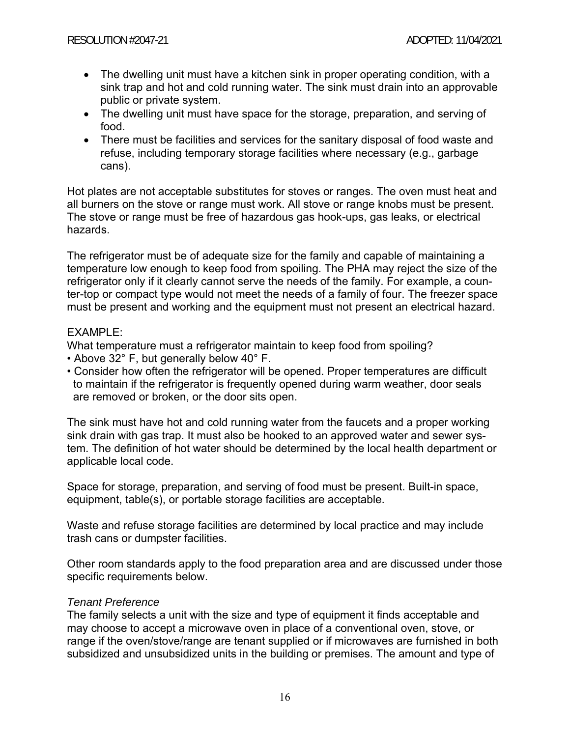- The dwelling unit must have a kitchen sink in proper operating condition, with a sink trap and hot and cold running water. The sink must drain into an approvable public or private system.
- The dwelling unit must have space for the storage, preparation, and serving of food.
- There must be facilities and services for the sanitary disposal of food waste and refuse, including temporary storage facilities where necessary (e.g., garbage cans).

Hot plates are not acceptable substitutes for stoves or ranges. The oven must heat and all burners on the stove or range must work. All stove or range knobs must be present. The stove or range must be free of hazardous gas hook-ups, gas leaks, or electrical hazards.

The refrigerator must be of adequate size for the family and capable of maintaining a temperature low enough to keep food from spoiling. The PHA may reject the size of the refrigerator only if it clearly cannot serve the needs of the family. For example, a counter-top or compact type would not meet the needs of a family of four. The freezer space must be present and working and the equipment must not present an electrical hazard.

EXAMPLE:
What temperature must a refrigerator maintain to keep food from spoiling?
• Above 32° F, but generally below 40° F.
• Consider how often the refrigerator will be opened. Proper temperatures are difficult to maintain if the refrigerator is frequently opened during warm weather, door seals are removed or broken, or the door sits open.

The sink must have hot and cold running water from the faucets and a proper working sink drain with gas trap. It must also be hooked to an approved water and sewer system. The definition of hot water should be determined by the local health department or applicable local code.

Space for storage, preparation, and serving of food must be present. Built-in space, equipment, table(s), or portable storage facilities are acceptable.

Waste and refuse storage facilities are determined by local practice and may include trash cans or dumpster facilities.

Other room standards apply to the food preparation area and are discussed under those specific requirements below.

*Tenant Preference*
The family selects a unit with the size and type of equipment it finds acceptable and may choose to accept a microwave oven in place of a conventional oven, stove, or range if the oven/stove/range are tenant supplied or if microwaves are furnished in both subsidized and unsubsidized units in the building or premises. The amount and type of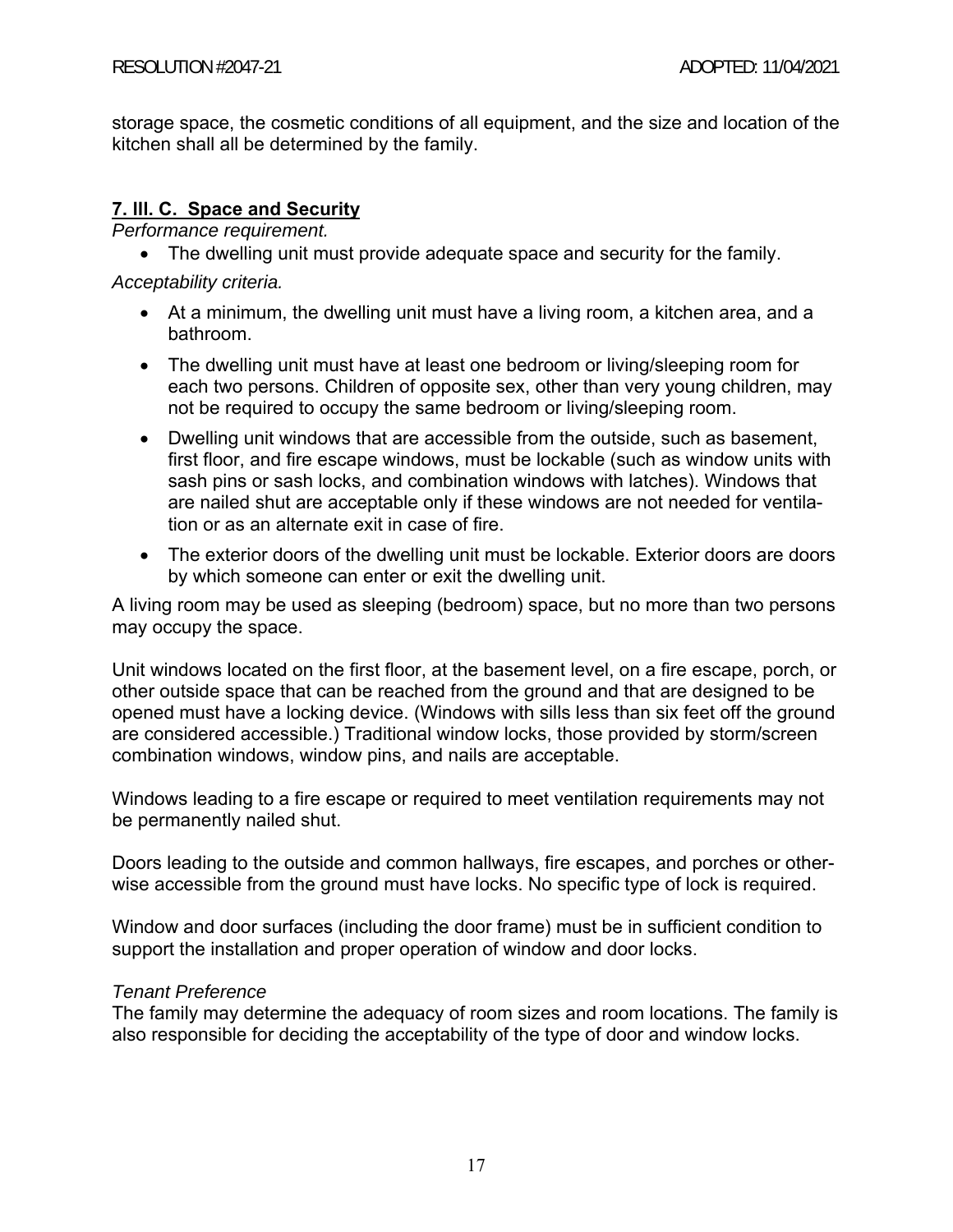storage space, the cosmetic conditions of all equipment, and the size and location of the kitchen shall all be determined by the family.

## 7. III. C. Space and Security

*Performance requirement.*

- The dwelling unit must provide adequate space and security for the family.

*Acceptability criteria.*

- At a minimum, the dwelling unit must have a living room, a kitchen area, and a bathroom.
- The dwelling unit must have at least one bedroom or living/sleeping room for each two persons. Children of opposite sex, other than very young children, may not be required to occupy the same bedroom or living/sleeping room.
- Dwelling unit windows that are accessible from the outside, such as basement, first floor, and fire escape windows, must be lockable (such as window units with sash pins or sash locks, and combination windows with latches). Windows that are nailed shut are acceptable only if these windows are not needed for ventilation or as an alternate exit in case of fire.
- The exterior doors of the dwelling unit must be lockable. Exterior doors are doors by which someone can enter or exit the dwelling unit.

A living room may be used as sleeping (bedroom) space, but no more than two persons may occupy the space.

Unit windows located on the first floor, at the basement level, on a fire escape, porch, or other outside space that can be reached from the ground and that are designed to be opened must have a locking device. (Windows with sills less than six feet off the ground are considered accessible.) Traditional window locks, those provided by storm/screen combination windows, window pins, and nails are acceptable.

Windows leading to a fire escape or required to meet ventilation requirements may not be permanently nailed shut.

Doors leading to the outside and common hallways, fire escapes, and porches or otherwise accessible from the ground must have locks. No specific type of lock is required.

Window and door surfaces (including the door frame) must be in sufficient condition to support the installation and proper operation of window and door locks.

*Tenant Preference*

The family may determine the adequacy of room sizes and room locations. The family is also responsible for deciding the acceptability of the type of door and window locks.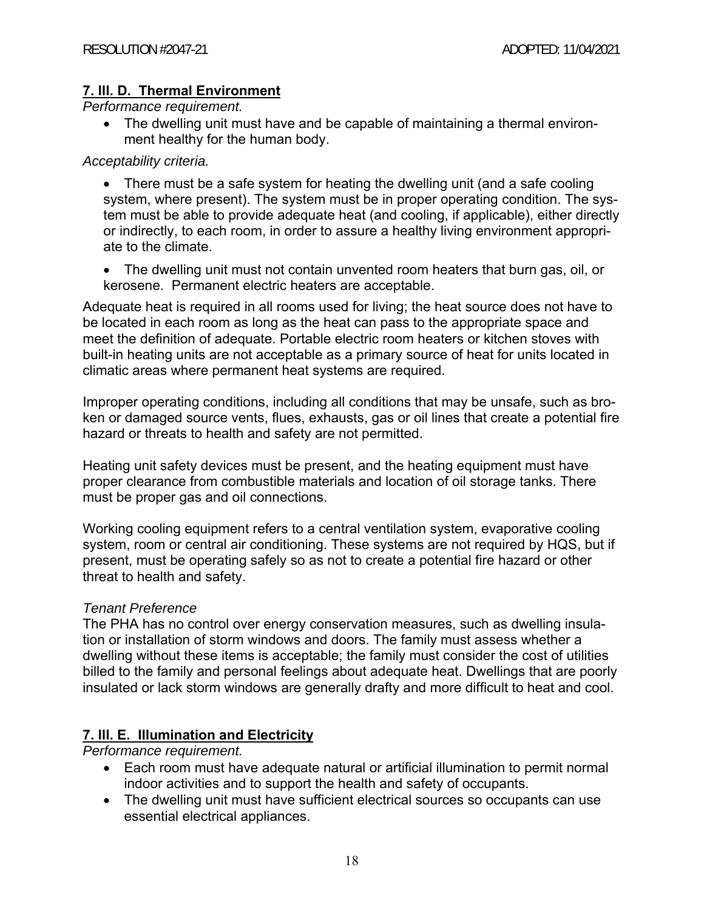## 7. III. D. Thermal Environment

*Performance requirement.*

- The dwelling unit must have and be capable of maintaining a thermal environment healthy for the human body.

*Acceptability criteria.*

- There must be a safe system for heating the dwelling unit (and a safe cooling system, where present). The system must be in proper operating condition. The system must be able to provide adequate heat (and cooling, if applicable), either directly or indirectly, to each room, in order to assure a healthy living environment appropriate to the climate.
- The dwelling unit must not contain unvented room heaters that burn gas, oil, or kerosene. Permanent electric heaters are acceptable.

Adequate heat is required in all rooms used for living; the heat source does not have to be located in each room as long as the heat can pass to the appropriate space and meet the definition of adequate. Portable electric room heaters or kitchen stoves with built-in heating units are not acceptable as a primary source of heat for units located in climatic areas where permanent heat systems are required.

Improper operating conditions, including all conditions that may be unsafe, such as broken or damaged source vents, flues, exhausts, gas or oil lines that create a potential fire hazard or threats to health and safety are not permitted.

Heating unit safety devices must be present, and the heating equipment must have proper clearance from combustible materials and location of oil storage tanks. There must be proper gas and oil connections.

Working cooling equipment refers to a central ventilation system, evaporative cooling system, room or central air conditioning. These systems are not required by HQS, but if present, must be operating safely so as not to create a potential fire hazard or other threat to health and safety.

*Tenant Preference*

The PHA has no control over energy conservation measures, such as dwelling insulation or installation of storm windows and doors. The family must assess whether a dwelling without these items is acceptable; the family must consider the cost of utilities billed to the family and personal feelings about adequate heat. Dwellings that are poorly insulated or lack storm windows are generally drafty and more difficult to heat and cool.

## 7. III. E. Illumination and Electricity

*Performance requirement.*

- Each room must have adequate natural or artificial illumination to permit normal indoor activities and to support the health and safety of occupants.
- The dwelling unit must have sufficient electrical sources so occupants can use essential electrical appliances.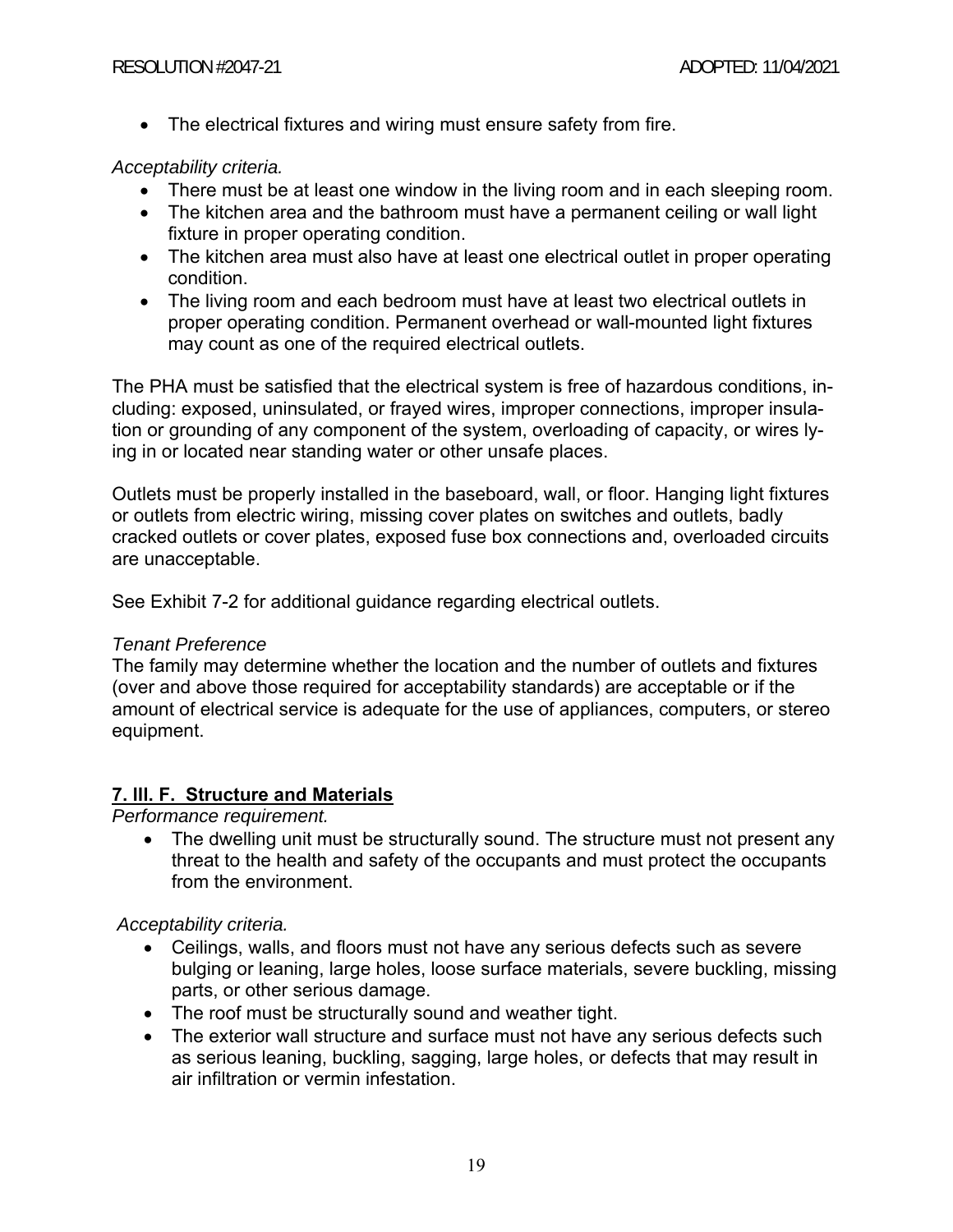- The electrical fixtures and wiring must ensure safety from fire.

*Acceptability criteria.*

- There must be at least one window in the living room and in each sleeping room.
- The kitchen area and the bathroom must have a permanent ceiling or wall light fixture in proper operating condition.
- The kitchen area must also have at least one electrical outlet in proper operating condition.
- The living room and each bedroom must have at least two electrical outlets in proper operating condition. Permanent overhead or wall-mounted light fixtures may count as one of the required electrical outlets.

The PHA must be satisfied that the electrical system is free of hazardous conditions, including: exposed, uninsulated, or frayed wires, improper connections, improper insulation or grounding of any component of the system, overloading of capacity, or wires lying in or located near standing water or other unsafe places.

Outlets must be properly installed in the baseboard, wall, or floor. Hanging light fixtures or outlets from electric wiring, missing cover plates on switches and outlets, badly cracked outlets or cover plates, exposed fuse box connections and, overloaded circuits are unacceptable.

See Exhibit 7-2 for additional guidance regarding electrical outlets.

*Tenant Preference*

The family may determine whether the location and the number of outlets and fixtures (over and above those required for acceptability standards) are acceptable or if the amount of electrical service is adequate for the use of appliances, computers, or stereo equipment.

## 7. III. F. Structure and Materials

*Performance requirement.*

- The dwelling unit must be structurally sound. The structure must not present any threat to the health and safety of the occupants and must protect the occupants from the environment.

*Acceptability criteria.*

- Ceilings, walls, and floors must not have any serious defects such as severe bulging or leaning, large holes, loose surface materials, severe buckling, missing parts, or other serious damage.
- The roof must be structurally sound and weather tight.
- The exterior wall structure and surface must not have any serious defects such as serious leaning, buckling, sagging, large holes, or defects that may result in air infiltration or vermin infestation.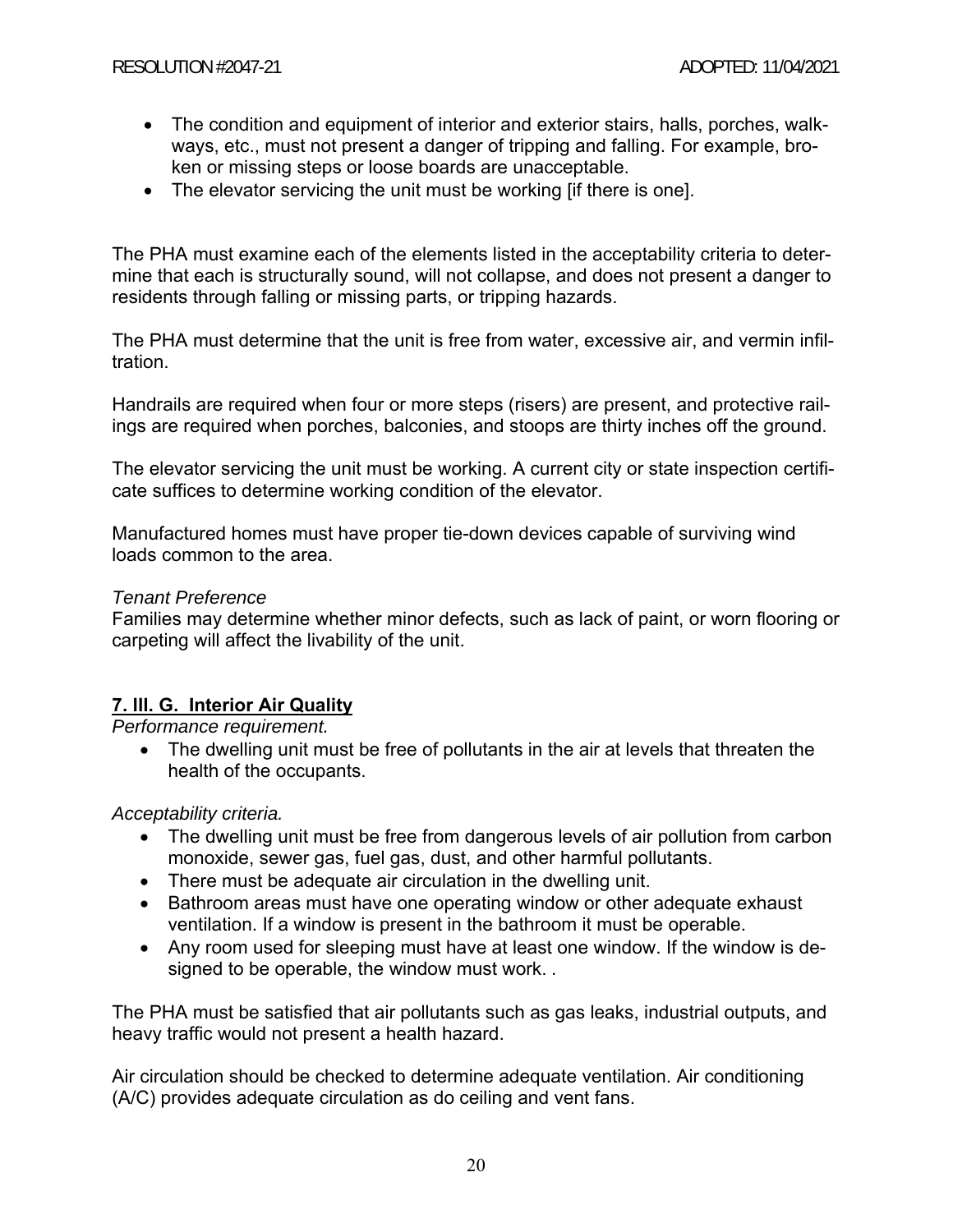- The condition and equipment of interior and exterior stairs, halls, porches, walkways, etc., must not present a danger of tripping and falling. For example, broken or missing steps or loose boards are unacceptable.
- The elevator servicing the unit must be working [if there is one].

The PHA must examine each of the elements listed in the acceptability criteria to determine that each is structurally sound, will not collapse, and does not present a danger to residents through falling or missing parts, or tripping hazards.

The PHA must determine that the unit is free from water, excessive air, and vermin infiltration.

Handrails are required when four or more steps (risers) are present, and protective railings are required when porches, balconies, and stoops are thirty inches off the ground.

The elevator servicing the unit must be working. A current city or state inspection certificate suffices to determine working condition of the elevator.

Manufactured homes must have proper tie-down devices capable of surviving wind loads common to the area.

*Tenant Preference*
Families may determine whether minor defects, such as lack of paint, or worn flooring or carpeting will affect the livability of the unit.

## 7. III. G. Interior Air Quality

*Performance requirement.*

- The dwelling unit must be free of pollutants in the air at levels that threaten the health of the occupants.

*Acceptability criteria.*

- The dwelling unit must be free from dangerous levels of air pollution from carbon monoxide, sewer gas, fuel gas, dust, and other harmful pollutants.
- There must be adequate air circulation in the dwelling unit.
- Bathroom areas must have one operating window or other adequate exhaust ventilation. If a window is present in the bathroom it must be operable.
- Any room used for sleeping must have at least one window. If the window is designed to be operable, the window must work. .

The PHA must be satisfied that air pollutants such as gas leaks, industrial outputs, and heavy traffic would not present a health hazard.

Air circulation should be checked to determine adequate ventilation. Air conditioning (A/C) provides adequate circulation as do ceiling and vent fans.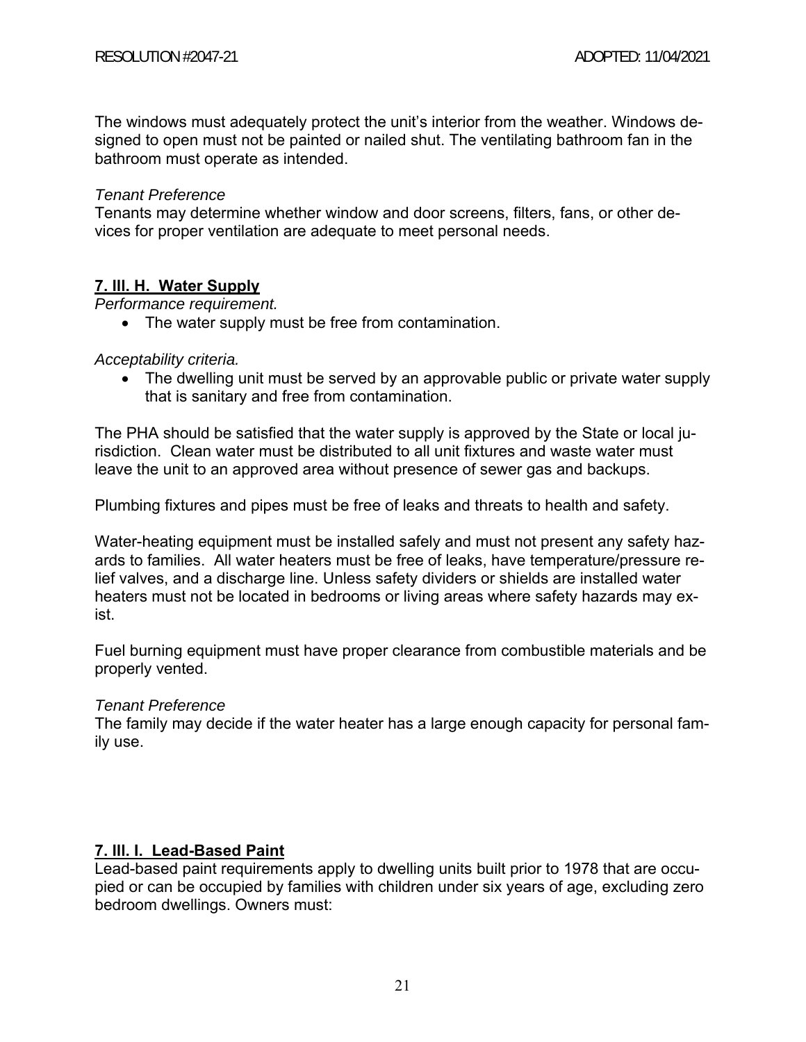The windows must adequately protect the unit's interior from the weather. Windows designed to open must not be painted or nailed shut. The ventilating bathroom fan in the bathroom must operate as intended.

*Tenant Preference*
Tenants may determine whether window and door screens, filters, fans, or other devices for proper ventilation are adequate to meet personal needs.

## 7. III. H. Water Supply

*Performance requirement.*

- The water supply must be free from contamination.

*Acceptability criteria.*

- The dwelling unit must be served by an approvable public or private water supply that is sanitary and free from contamination.

The PHA should be satisfied that the water supply is approved by the State or local jurisdiction. Clean water must be distributed to all unit fixtures and waste water must leave the unit to an approved area without presence of sewer gas and backups.

Plumbing fixtures and pipes must be free of leaks and threats to health and safety.

Water-heating equipment must be installed safely and must not present any safety hazards to families. All water heaters must be free of leaks, have temperature/pressure relief valves, and a discharge line. Unless safety dividers or shields are installed water heaters must not be located in bedrooms or living areas where safety hazards may exist.

Fuel burning equipment must have proper clearance from combustible materials and be properly vented.

*Tenant Preference*
The family may decide if the water heater has a large enough capacity for personal family use.

## 7. III. I. Lead-Based Paint

Lead-based paint requirements apply to dwelling units built prior to 1978 that are occupied or can be occupied by families with children under six years of age, excluding zero bedroom dwellings. Owners must: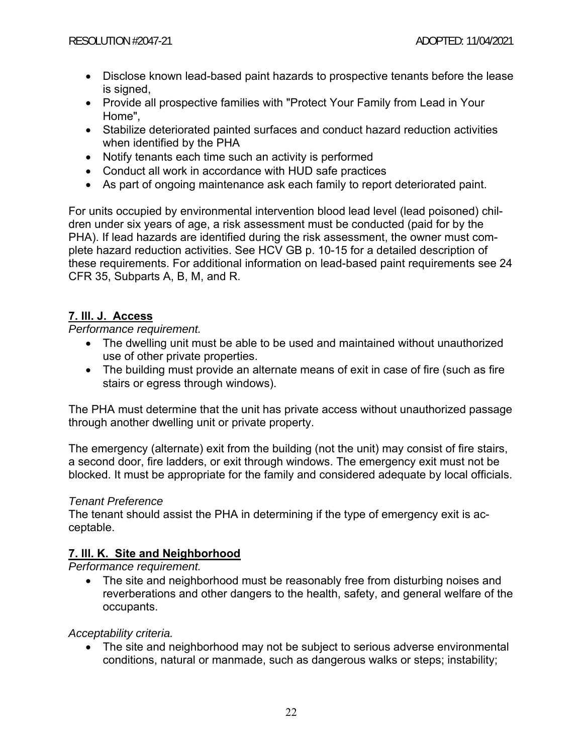- Disclose known lead-based paint hazards to prospective tenants before the lease is signed,
- Provide all prospective families with "Protect Your Family from Lead in Your Home",
- Stabilize deteriorated painted surfaces and conduct hazard reduction activities when identified by the PHA
- Notify tenants each time such an activity is performed
- Conduct all work in accordance with HUD safe practices
- As part of ongoing maintenance ask each family to report deteriorated paint.

For units occupied by environmental intervention blood lead level (lead poisoned) children under six years of age, a risk assessment must be conducted (paid for by the PHA). If lead hazards are identified during the risk assessment, the owner must complete hazard reduction activities. See HCV GB p. 10-15 for a detailed description of these requirements. For additional information on lead-based paint requirements see 24 CFR 35, Subparts A, B, M, and R.

## **7. III. J. Access**

*Performance requirement.*

- The dwelling unit must be able to be used and maintained without unauthorized use of other private properties.
- The building must provide an alternate means of exit in case of fire (such as fire stairs or egress through windows).

The PHA must determine that the unit has private access without unauthorized passage through another dwelling unit or private property.

The emergency (alternate) exit from the building (not the unit) may consist of fire stairs, a second door, fire ladders, or exit through windows. The emergency exit must not be blocked. It must be appropriate for the family and considered adequate by local officials.

*Tenant Preference*

The tenant should assist the PHA in determining if the type of emergency exit is acceptable.

## **7. III. K. Site and Neighborhood**

*Performance requirement.*

- The site and neighborhood must be reasonably free from disturbing noises and reverberations and other dangers to the health, safety, and general welfare of the occupants.

*Acceptability criteria.*

- The site and neighborhood may not be subject to serious adverse environmental conditions, natural or manmade, such as dangerous walks or steps; instability;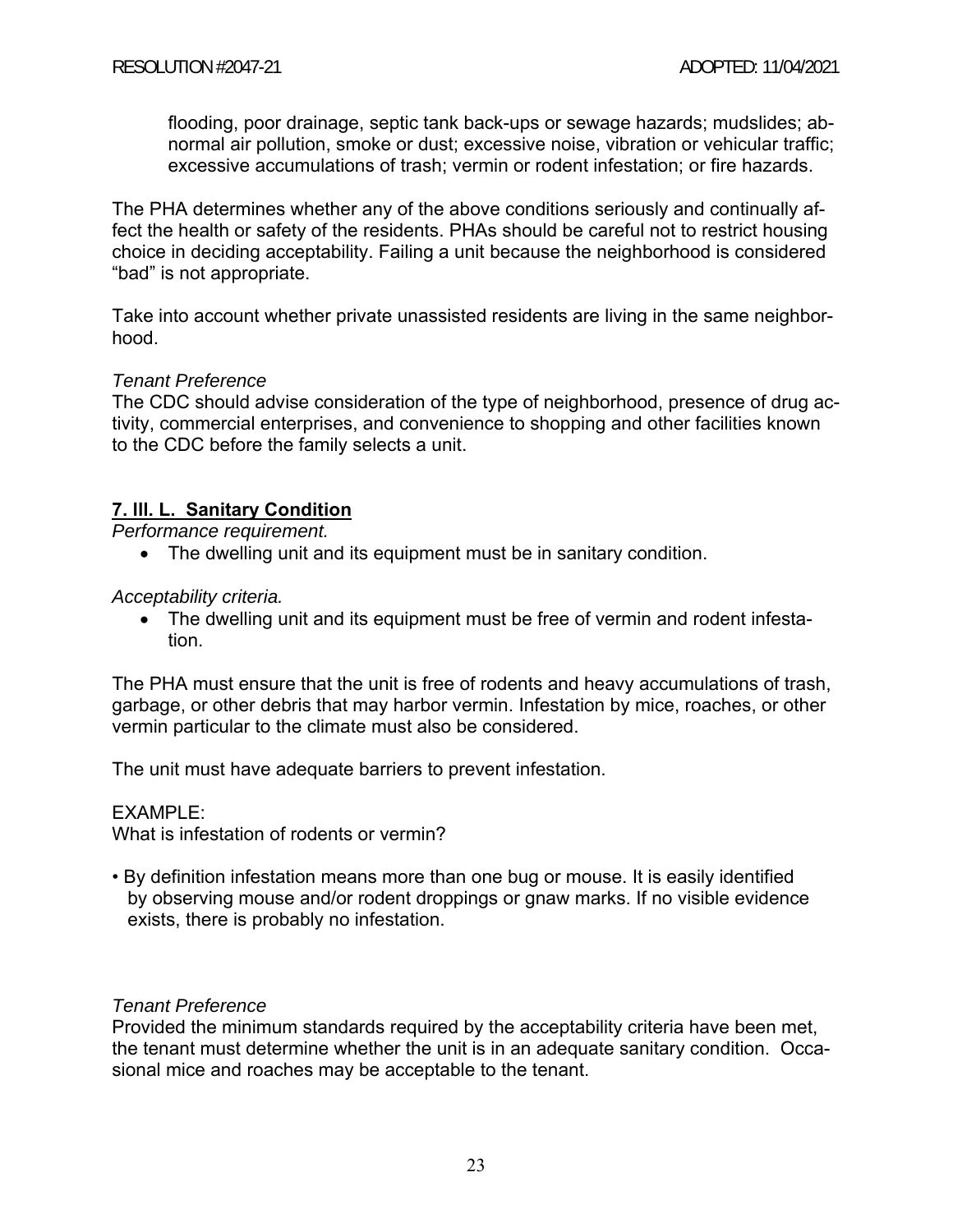flooding, poor drainage, septic tank back-ups or sewage hazards; mudslides; abnormal air pollution, smoke or dust; excessive noise, vibration or vehicular traffic; excessive accumulations of trash; vermin or rodent infestation; or fire hazards.

The PHA determines whether any of the above conditions seriously and continually affect the health or safety of the residents. PHAs should be careful not to restrict housing choice in deciding acceptability. Failing a unit because the neighborhood is considered "bad" is not appropriate.

Take into account whether private unassisted residents are living in the same neighborhood.

*Tenant Preference*
The CDC should advise consideration of the type of neighborhood, presence of drug activity, commercial enterprises, and convenience to shopping and other facilities known to the CDC before the family selects a unit.

## 7. III. L. Sanitary Condition

*Performance requirement.*

- The dwelling unit and its equipment must be in sanitary condition.

*Acceptability criteria.*

- The dwelling unit and its equipment must be free of vermin and rodent infestation.

The PHA must ensure that the unit is free of rodents and heavy accumulations of trash, garbage, or other debris that may harbor vermin. Infestation by mice, roaches, or other vermin particular to the climate must also be considered.

The unit must have adequate barriers to prevent infestation.

EXAMPLE:
What is infestation of rodents or vermin?

- By definition infestation means more than one bug or mouse. It is easily identified by observing mouse and/or rodent droppings or gnaw marks. If no visible evidence exists, there is probably no infestation.

*Tenant Preference*
Provided the minimum standards required by the acceptability criteria have been met, the tenant must determine whether the unit is in an adequate sanitary condition. Occasional mice and roaches may be acceptable to the tenant.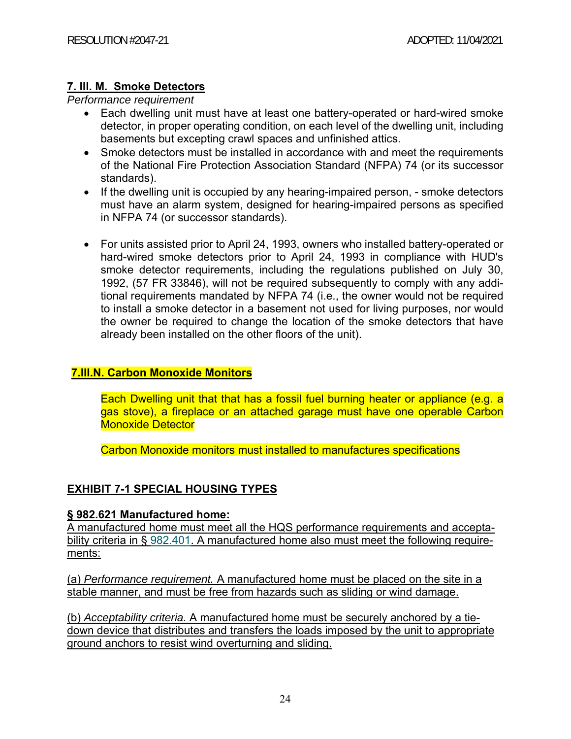### 7. III. M. Smoke Detectors

*Performance requirement*

- Each dwelling unit must have at least one battery-operated or hard-wired smoke detector, in proper operating condition, on each level of the dwelling unit, including basements but excepting crawl spaces and unfinished attics.
- Smoke detectors must be installed in accordance with and meet the requirements of the National Fire Protection Association Standard (NFPA) 74 (or its successor standards).
- If the dwelling unit is occupied by any hearing-impaired person, - smoke detectors must have an alarm system, designed for hearing-impaired persons as specified in NFPA 74 (or successor standards).

- For units assisted prior to April 24, 1993, owners who installed battery-operated or hard-wired smoke detectors prior to April 24, 1993 in compliance with HUD's smoke detector requirements, including the regulations published on July 30, 1992, (57 FR 33846), will not be required subsequently to comply with any additional requirements mandated by NFPA 74 (i.e., the owner would not be required to install a smoke detector in a basement not used for living purposes, nor would the owner be required to change the location of the smoke detectors that have already been installed on the other floors of the unit).

### 7.III.N. Carbon Monoxide Monitors

Each Dwelling unit that that has a fossil fuel burning heater or appliance (e.g. a gas stove), a fireplace or an attached garage must have one operable Carbon Monoxide Detector

Carbon Monoxide monitors must installed to manufactures specifications

### EXHIBIT 7-1 SPECIAL HOUSING TYPES

**§ 982.621 Manufactured home:**

A manufactured home must meet all the HQS performance requirements and acceptability criteria in § 982.401. A manufactured home also must meet the following requirements:

(a) *Performance requirement.* A manufactured home must be placed on the site in a stable manner, and must be free from hazards such as sliding or wind damage.

(b) *Acceptability criteria.* A manufactured home must be securely anchored by a tie-down device that distributes and transfers the loads imposed by the unit to appropriate ground anchors to resist wind overturning and sliding.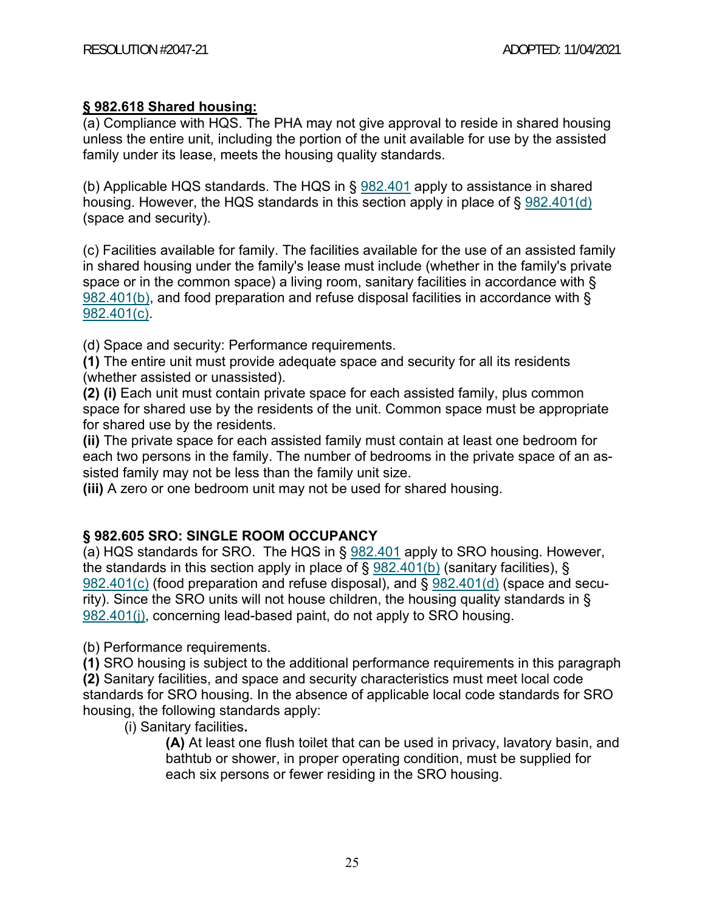## § 982.618 Shared housing:

(a) Compliance with HQS. The PHA may not give approval to reside in shared housing unless the entire unit, including the portion of the unit available for use by the assisted family under its lease, meets the housing quality standards.

(b) Applicable HQS standards. The HQS in § 982.401 apply to assistance in shared housing. However, the HQS standards in this section apply in place of § 982.401(d) (space and security).

(c) Facilities available for family. The facilities available for the use of an assisted family in shared housing under the family's lease must include (whether in the family's private space or in the common space) a living room, sanitary facilities in accordance with § 982.401(b), and food preparation and refuse disposal facilities in accordance with § 982.401(c).

(d) Space and security: Performance requirements.

**(1)** The entire unit must provide adequate space and security for all its residents (whether assisted or unassisted).

**(2) (i)** Each unit must contain private space for each assisted family, plus common space for shared use by the residents of the unit. Common space must be appropriate for shared use by the residents.

**(ii)** The private space for each assisted family must contain at least one bedroom for each two persons in the family. The number of bedrooms in the private space of an assisted family may not be less than the family unit size.

**(iii)** A zero or one bedroom unit may not be used for shared housing.

## § 982.605 SRO: SINGLE ROOM OCCUPANCY

(a) HQS standards for SRO. The HQS in § 982.401 apply to SRO housing. However, the standards in this section apply in place of § 982.401(b) (sanitary facilities), § 982.401(c) (food preparation and refuse disposal), and § 982.401(d) (space and security). Since the SRO units will not house children, the housing quality standards in § 982.401(j), concerning lead-based paint, do not apply to SRO housing.

(b) Performance requirements.

**(1)** SRO housing is subject to the additional performance requirements in this paragraph

**(2)** Sanitary facilities, and space and security characteristics must meet local code standards for SRO housing. In the absence of applicable local code standards for SRO housing, the following standards apply:

(i) Sanitary facilities**.**

**(A)** At least one flush toilet that can be used in privacy, lavatory basin, and bathtub or shower, in proper operating condition, must be supplied for each six persons or fewer residing in the SRO housing.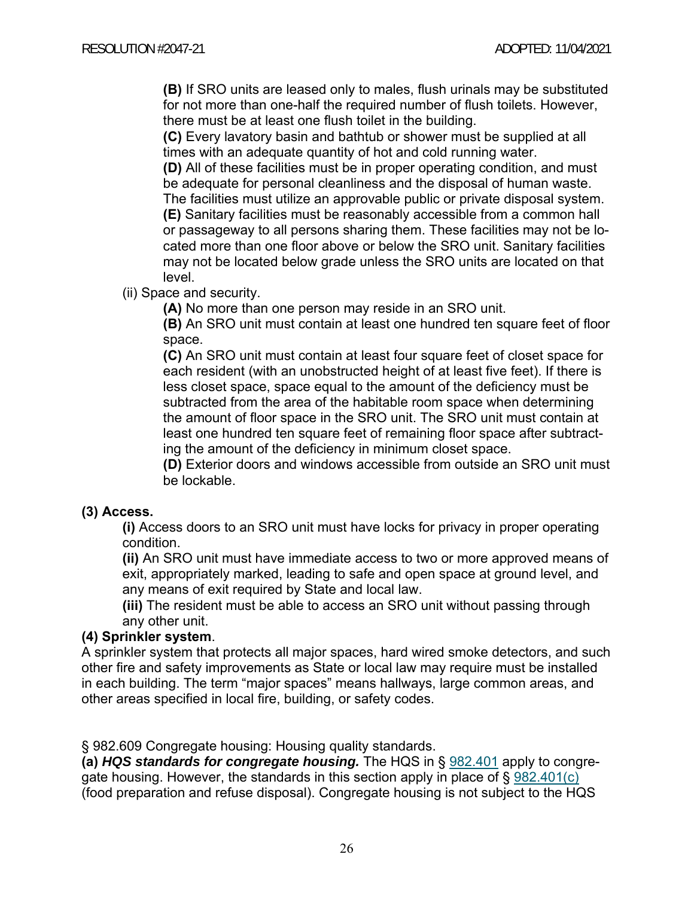**(B)** If SRO units are leased only to males, flush urinals may be substituted for not more than one-half the required number of flush toilets. However, there must be at least one flush toilet in the building.

**(C)** Every lavatory basin and bathtub or shower must be supplied at all times with an adequate quantity of hot and cold running water.

**(D)** All of these facilities must be in proper operating condition, and must be adequate for personal cleanliness and the disposal of human waste. The facilities must utilize an approvable public or private disposal system.

**(E)** Sanitary facilities must be reasonably accessible from a common hall or passageway to all persons sharing them. These facilities may not be located more than one floor above or below the SRO unit. Sanitary facilities may not be located below grade unless the SRO units are located on that level.

(ii) Space and security.

**(A)** No more than one person may reside in an SRO unit.

**(B)** An SRO unit must contain at least one hundred ten square feet of floor space.

**(C)** An SRO unit must contain at least four square feet of closet space for each resident (with an unobstructed height of at least five feet). If there is less closet space, space equal to the amount of the deficiency must be subtracted from the area of the habitable room space when determining the amount of floor space in the SRO unit. The SRO unit must contain at least one hundred ten square feet of remaining floor space after subtracting the amount of the deficiency in minimum closet space.

**(D)** Exterior doors and windows accessible from outside an SRO unit must be lockable.

**(3) Access.**

**(i)** Access doors to an SRO unit must have locks for privacy in proper operating condition.

**(ii)** An SRO unit must have immediate access to two or more approved means of exit, appropriately marked, leading to safe and open space at ground level, and any means of exit required by State and local law.

**(iii)** The resident must be able to access an SRO unit without passing through any other unit.

**(4) Sprinkler system**.

A sprinkler system that protects all major spaces, hard wired smoke detectors, and such other fire and safety improvements as State or local law may require must be installed in each building. The term "major spaces" means hallways, large common areas, and other areas specified in local fire, building, or safety codes.

§ 982.609 Congregate housing: Housing quality standards.

**(a)** ***HQS standards for congregate housing.*** The HQS in § 982.401 apply to congregate housing. However, the standards in this section apply in place of § 982.401(c) (food preparation and refuse disposal). Congregate housing is not subject to the HQS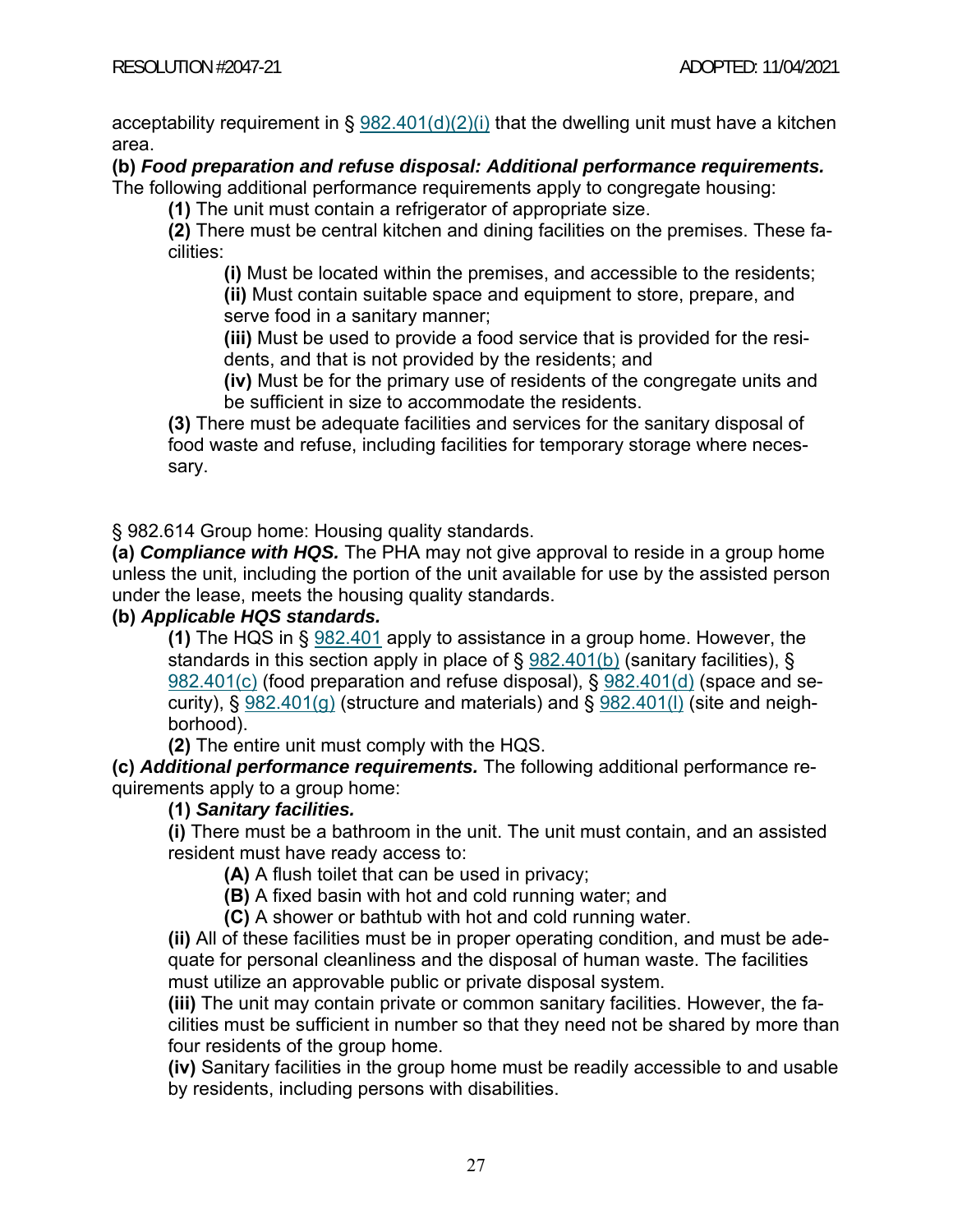acceptability requirement in § 982.401(d)(2)(i) that the dwelling unit must have a kitchen area.

**(b)** ***Food preparation and refuse disposal: Additional performance requirements.*** The following additional performance requirements apply to congregate housing:

**(1)** The unit must contain a refrigerator of appropriate size.

**(2)** There must be central kitchen and dining facilities on the premises. These facilities:

**(i)** Must be located within the premises, and accessible to the residents;

**(ii)** Must contain suitable space and equipment to store, prepare, and serve food in a sanitary manner;

**(iii)** Must be used to provide a food service that is provided for the residents, and that is not provided by the residents; and

**(iv)** Must be for the primary use of residents of the congregate units and be sufficient in size to accommodate the residents.

**(3)** There must be adequate facilities and services for the sanitary disposal of food waste and refuse, including facilities for temporary storage where necessary.

§ 982.614 Group home: Housing quality standards.

**(a)** ***Compliance with HQS.*** The PHA may not give approval to reside in a group home unless the unit, including the portion of the unit available for use by the assisted person under the lease, meets the housing quality standards.

**(b)** ***Applicable HQS standards.***

**(1)** The HQS in § 982.401 apply to assistance in a group home. However, the standards in this section apply in place of § 982.401(b) (sanitary facilities), § 982.401(c) (food preparation and refuse disposal), § 982.401(d) (space and security), § 982.401(g) (structure and materials) and § 982.401(l) (site and neighborhood).

**(2)** The entire unit must comply with the HQS.

**(c)** ***Additional performance requirements.*** The following additional performance requirements apply to a group home:

**(1)** ***Sanitary facilities.***

**(i)** There must be a bathroom in the unit. The unit must contain, and an assisted resident must have ready access to:

**(A)** A flush toilet that can be used in privacy;

**(B)** A fixed basin with hot and cold running water; and

**(C)** A shower or bathtub with hot and cold running water.

**(ii)** All of these facilities must be in proper operating condition, and must be adequate for personal cleanliness and the disposal of human waste. The facilities must utilize an approvable public or private disposal system.

**(iii)** The unit may contain private or common sanitary facilities. However, the facilities must be sufficient in number so that they need not be shared by more than four residents of the group home.

**(iv)** Sanitary facilities in the group home must be readily accessible to and usable by residents, including persons with disabilities.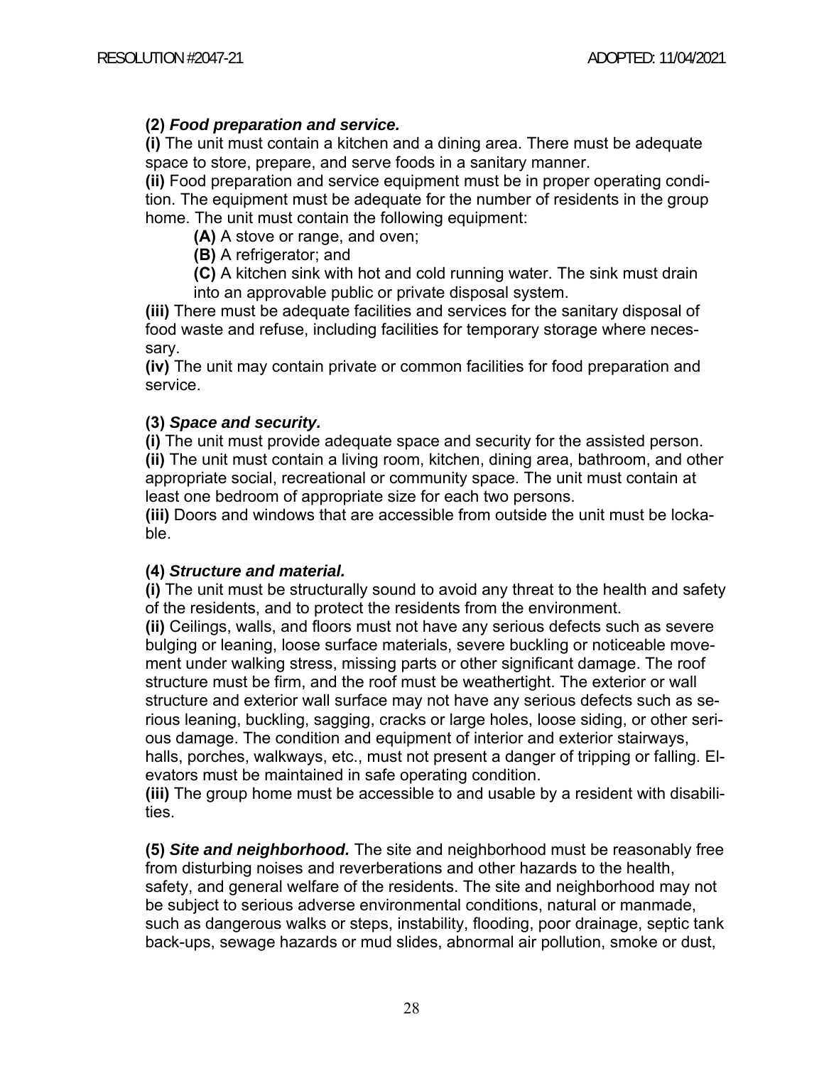**(2)** ***Food preparation and service.***
**(i)** The unit must contain a kitchen and a dining area. There must be adequate space to store, prepare, and serve foods in a sanitary manner.
**(ii)** Food preparation and service equipment must be in proper operating condition. The equipment must be adequate for the number of residents in the group home. The unit must contain the following equipment:

- **(A)** A stove or range, and oven;
- **(B)** A refrigerator; and
- **(C)** A kitchen sink with hot and cold running water. The sink must drain into an approvable public or private disposal system.

**(iii)** There must be adequate facilities and services for the sanitary disposal of food waste and refuse, including facilities for temporary storage where necessary.
**(iv)** The unit may contain private or common facilities for food preparation and service.

**(3)** ***Space and security.***
**(i)** The unit must provide adequate space and security for the assisted person.
**(ii)** The unit must contain a living room, kitchen, dining area, bathroom, and other appropriate social, recreational or community space. The unit must contain at least one bedroom of appropriate size for each two persons.
**(iii)** Doors and windows that are accessible from outside the unit must be lockable.

**(4)** ***Structure and material.***
**(i)** The unit must be structurally sound to avoid any threat to the health and safety of the residents, and to protect the residents from the environment.
**(ii)** Ceilings, walls, and floors must not have any serious defects such as severe bulging or leaning, loose surface materials, severe buckling or noticeable movement under walking stress, missing parts or other significant damage. The roof structure must be firm, and the roof must be weathertight. The exterior or wall structure and exterior wall surface may not have any serious defects such as serious leaning, buckling, sagging, cracks or large holes, loose siding, or other serious damage. The condition and equipment of interior and exterior stairways, halls, porches, walkways, etc., must not present a danger of tripping or falling. Elevators must be maintained in safe operating condition.
**(iii)** The group home must be accessible to and usable by a resident with disabilities.

**(5)** ***Site and neighborhood.*** The site and neighborhood must be reasonably free from disturbing noises and reverberations and other hazards to the health, safety, and general welfare of the residents. The site and neighborhood may not be subject to serious adverse environmental conditions, natural or manmade, such as dangerous walks or steps, instability, flooding, poor drainage, septic tank back-ups, sewage hazards or mud slides, abnormal air pollution, smoke or dust,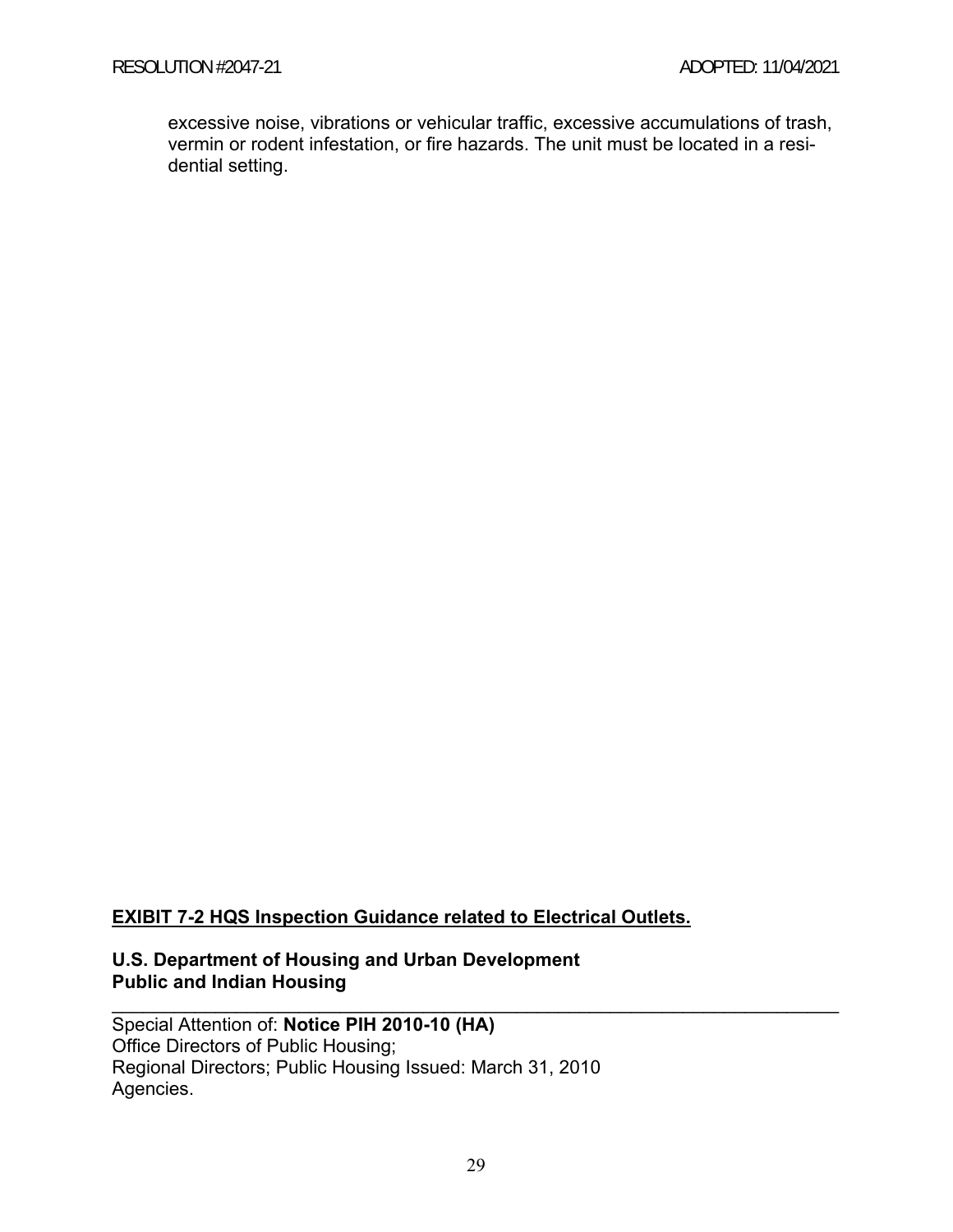excessive noise, vibrations or vehicular traffic, excessive accumulations of trash, vermin or rodent infestation, or fire hazards. The unit must be located in a residential setting.

**EXHIBIT 7-2 HQS Inspection Guidance related to Electrical Outlets.**

**U.S. Department of Housing and Urban Development**
**Public and Indian Housing**

---

Special Attention of: **Notice PIH 2010-10 (HA)**
Office Directors of Public Housing;
Regional Directors; Public Housing Issued: March 31, 2010
Agencies.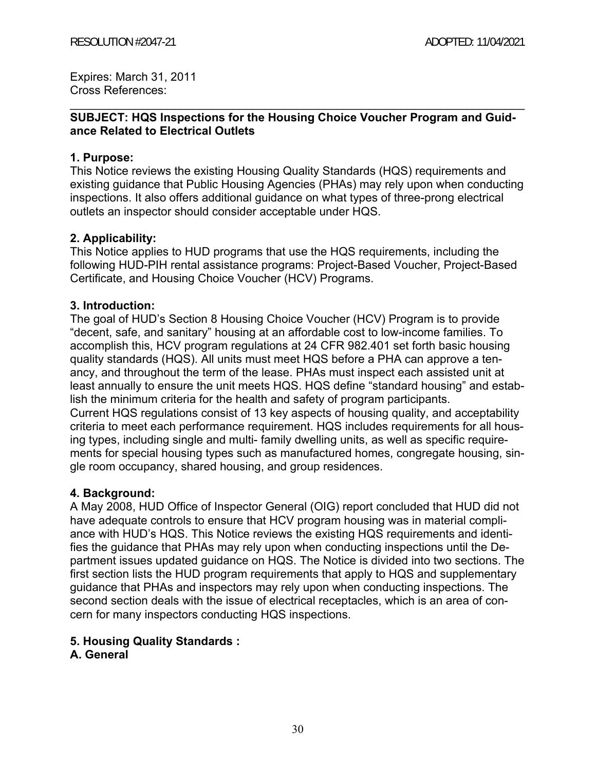Expires: March 31, 2011
Cross References:

---

**SUBJECT: HQS Inspections for the Housing Choice Voucher Program and Guidance Related to Electrical Outlets**

**1. Purpose:**
This Notice reviews the existing Housing Quality Standards (HQS) requirements and existing guidance that Public Housing Agencies (PHAs) may rely upon when conducting inspections. It also offers additional guidance on what types of three-prong electrical outlets an inspector should consider acceptable under HQS.

**2. Applicability:**
This Notice applies to HUD programs that use the HQS requirements, including the following HUD-PIH rental assistance programs: Project-Based Voucher, Project-Based Certificate, and Housing Choice Voucher (HCV) Programs.

**3. Introduction:**
The goal of HUD's Section 8 Housing Choice Voucher (HCV) Program is to provide "decent, safe, and sanitary" housing at an affordable cost to low-income families. To accomplish this, HCV program regulations at 24 CFR 982.401 set forth basic housing quality standards (HQS). All units must meet HQS before a PHA can approve a tenancy, and throughout the term of the lease. PHAs must inspect each assisted unit at least annually to ensure the unit meets HQS. HQS define "standard housing" and establish the minimum criteria for the health and safety of program participants.
Current HQS regulations consist of 13 key aspects of housing quality, and acceptability criteria to meet each performance requirement. HQS includes requirements for all housing types, including single and multi- family dwelling units, as well as specific requirements for special housing types such as manufactured homes, congregate housing, single room occupancy, shared housing, and group residences.

**4. Background:**
A May 2008, HUD Office of Inspector General (OIG) report concluded that HUD did not have adequate controls to ensure that HCV program housing was in material compliance with HUD's HQS. This Notice reviews the existing HQS requirements and identifies the guidance that PHAs may rely upon when conducting inspections until the Department issues updated guidance on HQS. The Notice is divided into two sections. The first section lists the HUD program requirements that apply to HQS and supplementary guidance that PHAs and inspectors may rely upon when conducting inspections. The second section deals with the issue of electrical receptacles, which is an area of concern for many inspectors conducting HQS inspections.

**5. Housing Quality Standards :**
**A. General**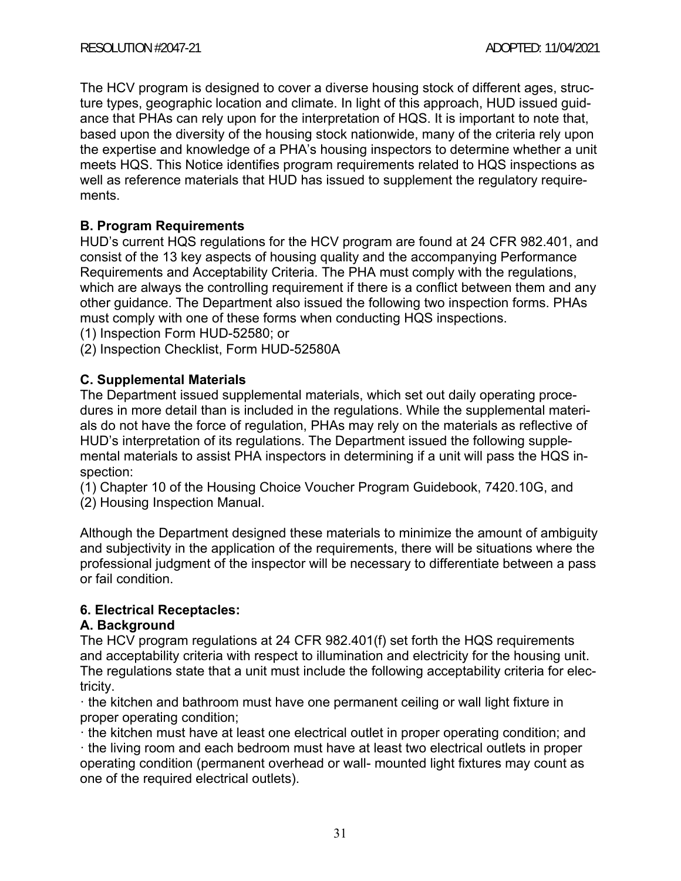The HCV program is designed to cover a diverse housing stock of different ages, structure types, geographic location and climate. In light of this approach, HUD issued guidance that PHAs can rely upon for the interpretation of HQS. It is important to note that, based upon the diversity of the housing stock nationwide, many of the criteria rely upon the expertise and knowledge of a PHA's housing inspectors to determine whether a unit meets HQS. This Notice identifies program requirements related to HQS inspections as well as reference materials that HUD has issued to supplement the regulatory requirements.

**B. Program Requirements**

HUD's current HQS regulations for the HCV program are found at 24 CFR 982.401, and consist of the 13 key aspects of housing quality and the accompanying Performance Requirements and Acceptability Criteria. The PHA must comply with the regulations, which are always the controlling requirement if there is a conflict between them and any other guidance. The Department also issued the following two inspection forms. PHAs must comply with one of these forms when conducting HQS inspections.

(1) Inspection Form HUD-52580; or
(2) Inspection Checklist, Form HUD-52580A

**C. Supplemental Materials**

The Department issued supplemental materials, which set out daily operating procedures in more detail than is included in the regulations. While the supplemental materials do not have the force of regulation, PHAs may rely on the materials as reflective of HUD's interpretation of its regulations. The Department issued the following supplemental materials to assist PHA inspectors in determining if a unit will pass the HQS inspection:

(1) Chapter 10 of the Housing Choice Voucher Program Guidebook, 7420.10G, and
(2) Housing Inspection Manual.

Although the Department designed these materials to minimize the amount of ambiguity and subjectivity in the application of the requirements, there will be situations where the professional judgment of the inspector will be necessary to differentiate between a pass or fail condition.

**6. Electrical Receptacles:**

**A. Background**

The HCV program regulations at 24 CFR 982.401(f) set forth the HQS requirements and acceptability criteria with respect to illumination and electricity for the housing unit. The regulations state that a unit must include the following acceptability criteria for electricity.

· the kitchen and bathroom must have one permanent ceiling or wall light fixture in proper operating condition;
· the kitchen must have at least one electrical outlet in proper operating condition; and
· the living room and each bedroom must have at least two electrical outlets in proper operating condition (permanent overhead or wall- mounted light fixtures may count as one of the required electrical outlets).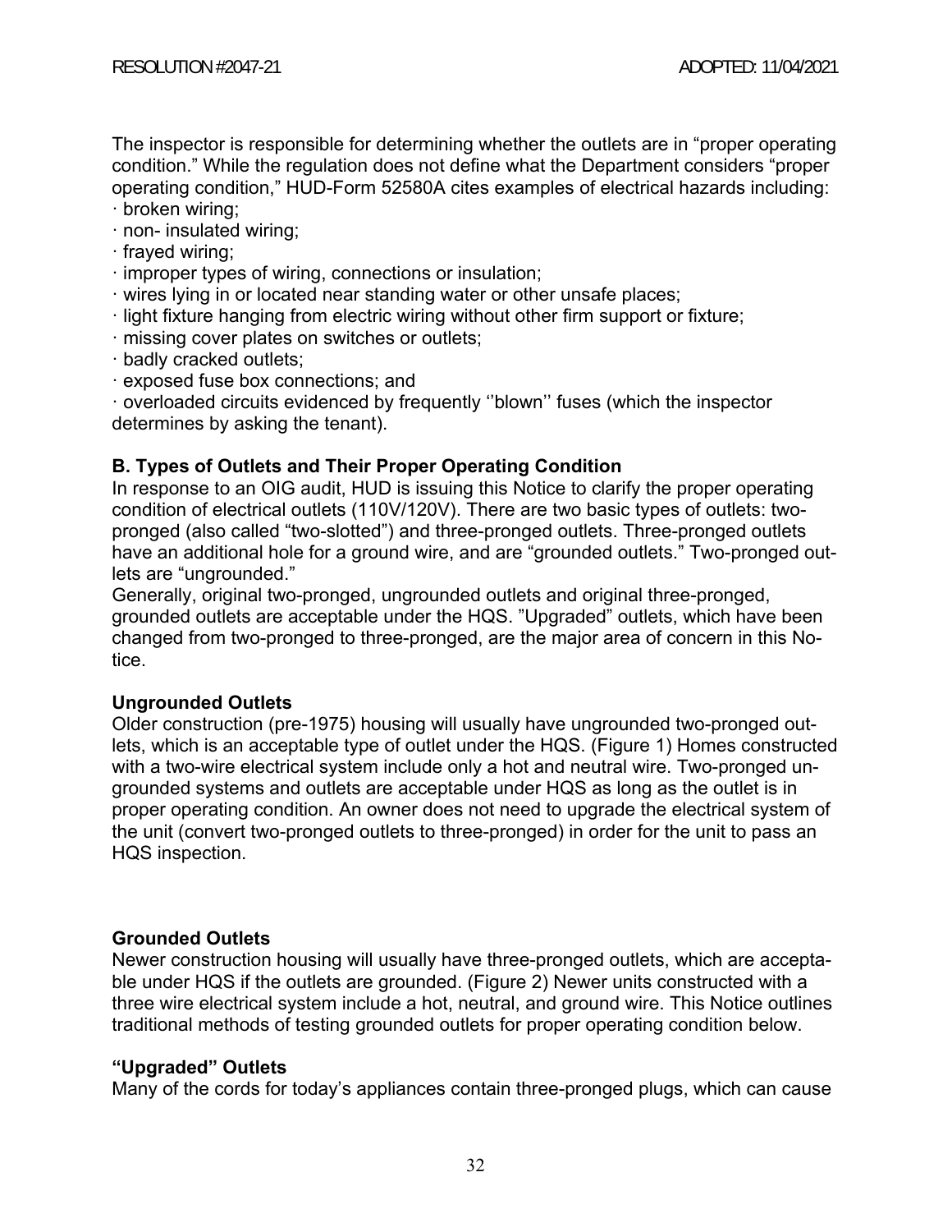The inspector is responsible for determining whether the outlets are in "proper operating condition." While the regulation does not define what the Department considers "proper operating condition," HUD-Form 52580A cites examples of electrical hazards including:

- broken wiring;
- non- insulated wiring;
- frayed wiring;
- improper types of wiring, connections or insulation;
- wires lying in or located near standing water or other unsafe places;
- light fixture hanging from electric wiring without other firm support or fixture;
- missing cover plates on switches or outlets;
- badly cracked outlets;
- exposed fuse box connections; and
- overloaded circuits evidenced by frequently ''blown'' fuses (which the inspector determines by asking the tenant).

**B. Types of Outlets and Their Proper Operating Condition**

In response to an OIG audit, HUD is issuing this Notice to clarify the proper operating condition of electrical outlets (110V/120V). There are two basic types of outlets: two-pronged (also called "two-slotted") and three-pronged outlets. Three-pronged outlets have an additional hole for a ground wire, and are "grounded outlets." Two-pronged outlets are "ungrounded."

Generally, original two-pronged, ungrounded outlets and original three-pronged, grounded outlets are acceptable under the HQS. "Upgraded" outlets, which have been changed from two-pronged to three-pronged, are the major area of concern in this Notice.

**Ungrounded Outlets**

Older construction (pre-1975) housing will usually have ungrounded two-pronged outlets, which is an acceptable type of outlet under the HQS. (Figure 1) Homes constructed with a two-wire electrical system include only a hot and neutral wire. Two-pronged ungrounded systems and outlets are acceptable under HQS as long as the outlet is in proper operating condition. An owner does not need to upgrade the electrical system of the unit (convert two-pronged outlets to three-pronged) in order for the unit to pass an HQS inspection.

**Grounded Outlets**

Newer construction housing will usually have three-pronged outlets, which are acceptable under HQS if the outlets are grounded. (Figure 2) Newer units constructed with a three wire electrical system include a hot, neutral, and ground wire. This Notice outlines traditional methods of testing grounded outlets for proper operating condition below.

**"Upgraded" Outlets**

Many of the cords for today's appliances contain three-pronged plugs, which can cause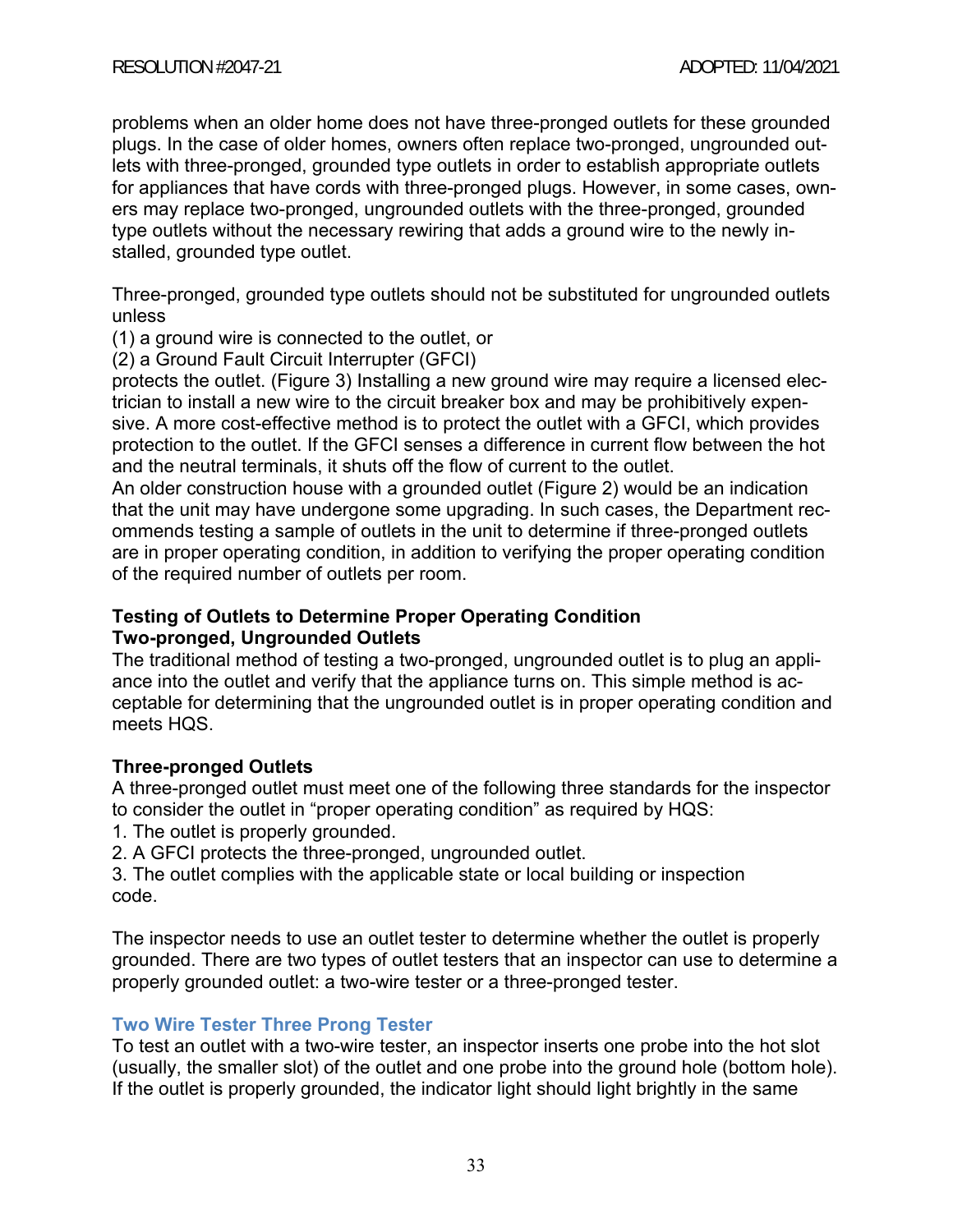problems when an older home does not have three-pronged outlets for these grounded plugs. In the case of older homes, owners often replace two-pronged, ungrounded outlets with three-pronged, grounded type outlets in order to establish appropriate outlets for appliances that have cords with three-pronged plugs. However, in some cases, owners may replace two-pronged, ungrounded outlets with the three-pronged, grounded type outlets without the necessary rewiring that adds a ground wire to the newly installed, grounded type outlet.

Three-pronged, grounded type outlets should not be substituted for ungrounded outlets unless
(1) a ground wire is connected to the outlet, or
(2) a Ground Fault Circuit Interrupter (GFCI)
protects the outlet. (Figure 3) Installing a new ground wire may require a licensed electrician to install a new wire to the circuit breaker box and may be prohibitively expensive. A more cost-effective method is to protect the outlet with a GFCI, which provides protection to the outlet. If the GFCI senses a difference in current flow between the hot and the neutral terminals, it shuts off the flow of current to the outlet.
An older construction house with a grounded outlet (Figure 2) would be an indication that the unit may have undergone some upgrading. In such cases, the Department recommends testing a sample of outlets in the unit to determine if three-pronged outlets are in proper operating condition, in addition to verifying the proper operating condition of the required number of outlets per room.

**Testing of Outlets to Determine Proper Operating Condition**
**Two-pronged, Ungrounded Outlets**
The traditional method of testing a two-pronged, ungrounded outlet is to plug an appliance into the outlet and verify that the appliance turns on. This simple method is acceptable for determining that the ungrounded outlet is in proper operating condition and meets HQS.

**Three-pronged Outlets**
A three-pronged outlet must meet one of the following three standards for the inspector to consider the outlet in "proper operating condition" as required by HQS:
1. The outlet is properly grounded.
2. A GFCI protects the three-pronged, ungrounded outlet.
3. The outlet complies with the applicable state or local building or inspection code.

The inspector needs to use an outlet tester to determine whether the outlet is properly grounded. There are two types of outlet testers that an inspector can use to determine a properly grounded outlet: a two-wire tester or a three-pronged tester.

**Two Wire Tester Three Prong Tester**
To test an outlet with a two-wire tester, an inspector inserts one probe into the hot slot (usually, the smaller slot) of the outlet and one probe into the ground hole (bottom hole). If the outlet is properly grounded, the indicator light should light brightly in the same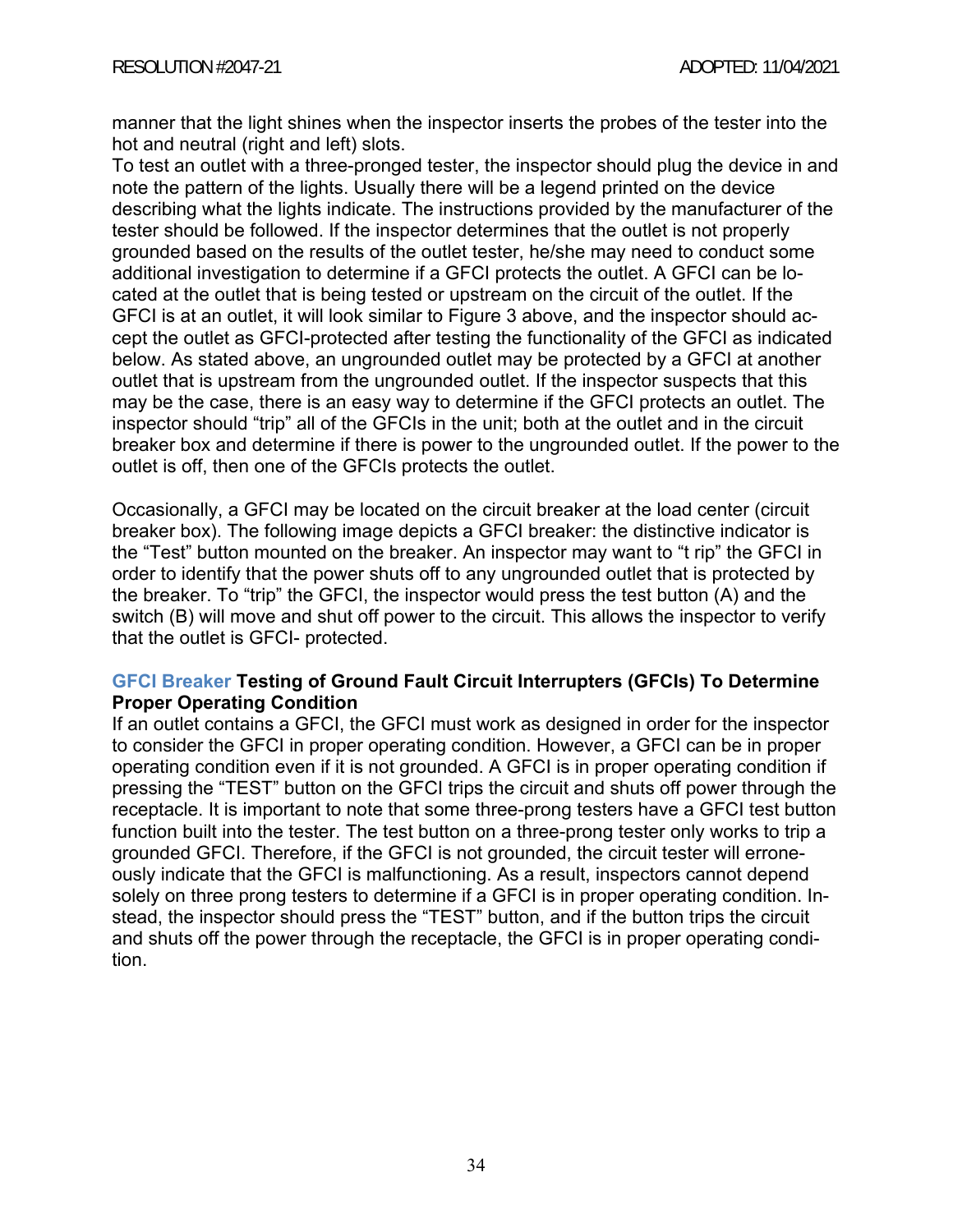manner that the light shines when the inspector inserts the probes of the tester into the hot and neutral (right and left) slots.
To test an outlet with a three-pronged tester, the inspector should plug the device in and note the pattern of the lights. Usually there will be a legend printed on the device describing what the lights indicate. The instructions provided by the manufacturer of the tester should be followed. If the inspector determines that the outlet is not properly grounded based on the results of the outlet tester, he/she may need to conduct some additional investigation to determine if a GFCI protects the outlet. A GFCI can be located at the outlet that is being tested or upstream on the circuit of the outlet. If the GFCI is at an outlet, it will look similar to Figure 3 above, and the inspector should accept the outlet as GFCI-protected after testing the functionality of the GFCI as indicated below. As stated above, an ungrounded outlet may be protected by a GFCI at another outlet that is upstream from the ungrounded outlet. If the inspector suspects that this may be the case, there is an easy way to determine if the GFCI protects an outlet. The inspector should "trip" all of the GFCIs in the unit; both at the outlet and in the circuit breaker box and determine if there is power to the ungrounded outlet. If the power to the outlet is off, then one of the GFCIs protects the outlet.

Occasionally, a GFCI may be located on the circuit breaker at the load center (circuit breaker box). The following image depicts a GFCI breaker: the distinctive indicator is the "Test" button mounted on the breaker. An inspector may want to "t rip" the GFCI in order to identify that the power shuts off to any ungrounded outlet that is protected by the breaker. To "trip" the GFCI, the inspector would press the test button (A) and the switch (B) will move and shut off power to the circuit. This allows the inspector to verify that the outlet is GFCI- protected.

**GFCI Breaker Testing of Ground Fault Circuit Interrupters (GFCIs) To Determine Proper Operating Condition**

If an outlet contains a GFCI, the GFCI must work as designed in order for the inspector to consider the GFCI in proper operating condition. However, a GFCI can be in proper operating condition even if it is not grounded. A GFCI is in proper operating condition if pressing the "TEST" button on the GFCI trips the circuit and shuts off power through the receptacle. It is important to note that some three-prong testers have a GFCI test button function built into the tester. The test button on a three-prong tester only works to trip a grounded GFCI. Therefore, if the GFCI is not grounded, the circuit tester will erroneously indicate that the GFCI is malfunctioning. As a result, inspectors cannot depend solely on three prong testers to determine if a GFCI is in proper operating condition. Instead, the inspector should press the "TEST" button, and if the button trips the circuit and shuts off the power through the receptacle, the GFCI is in proper operating condition.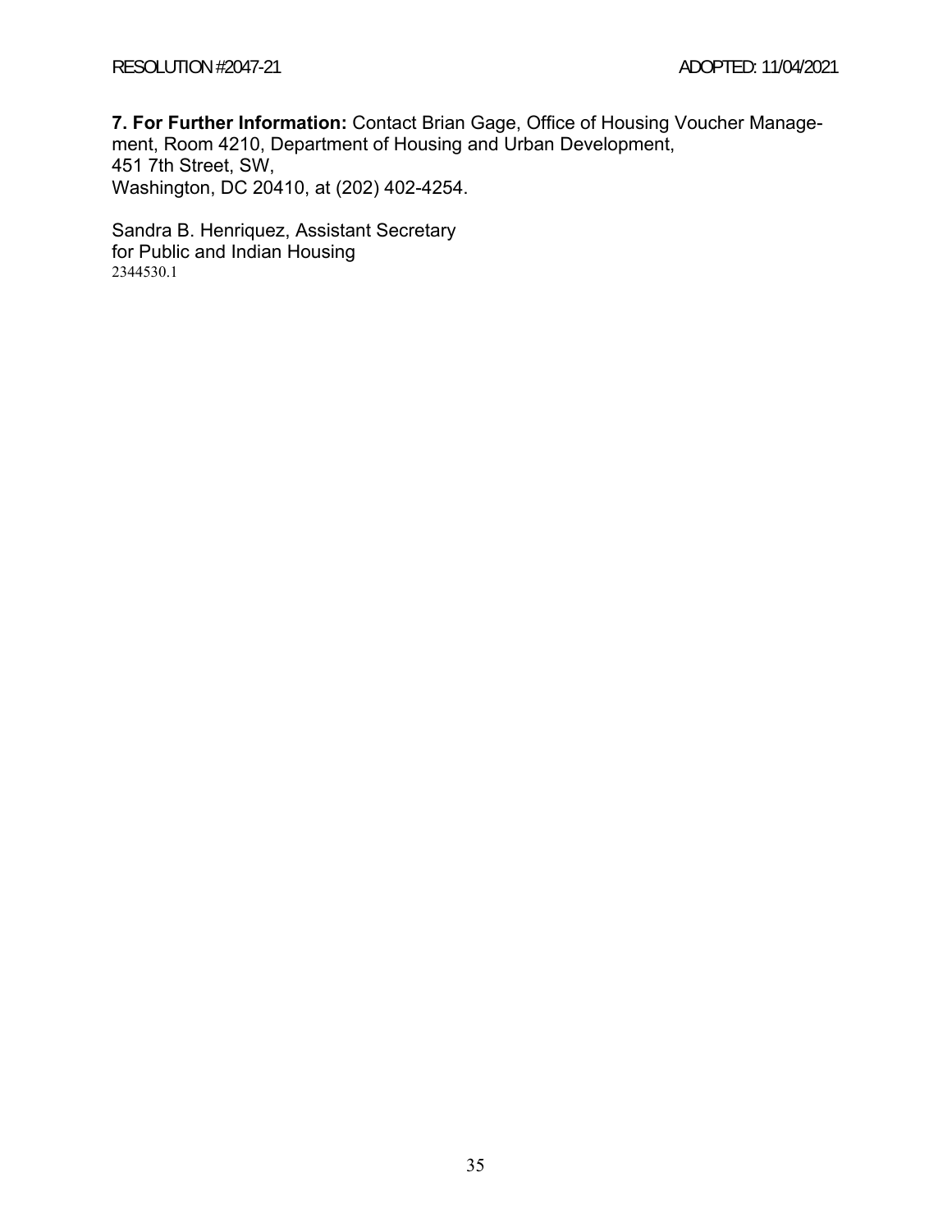**7. For Further Information:** Contact Brian Gage, Office of Housing Voucher Management, Room 4210, Department of Housing and Urban Development,
451 7th Street, SW,
Washington, DC 20410, at (202) 402-4254.

Sandra B. Henriquez, Assistant Secretary
for Public and Indian Housing
2344530.1